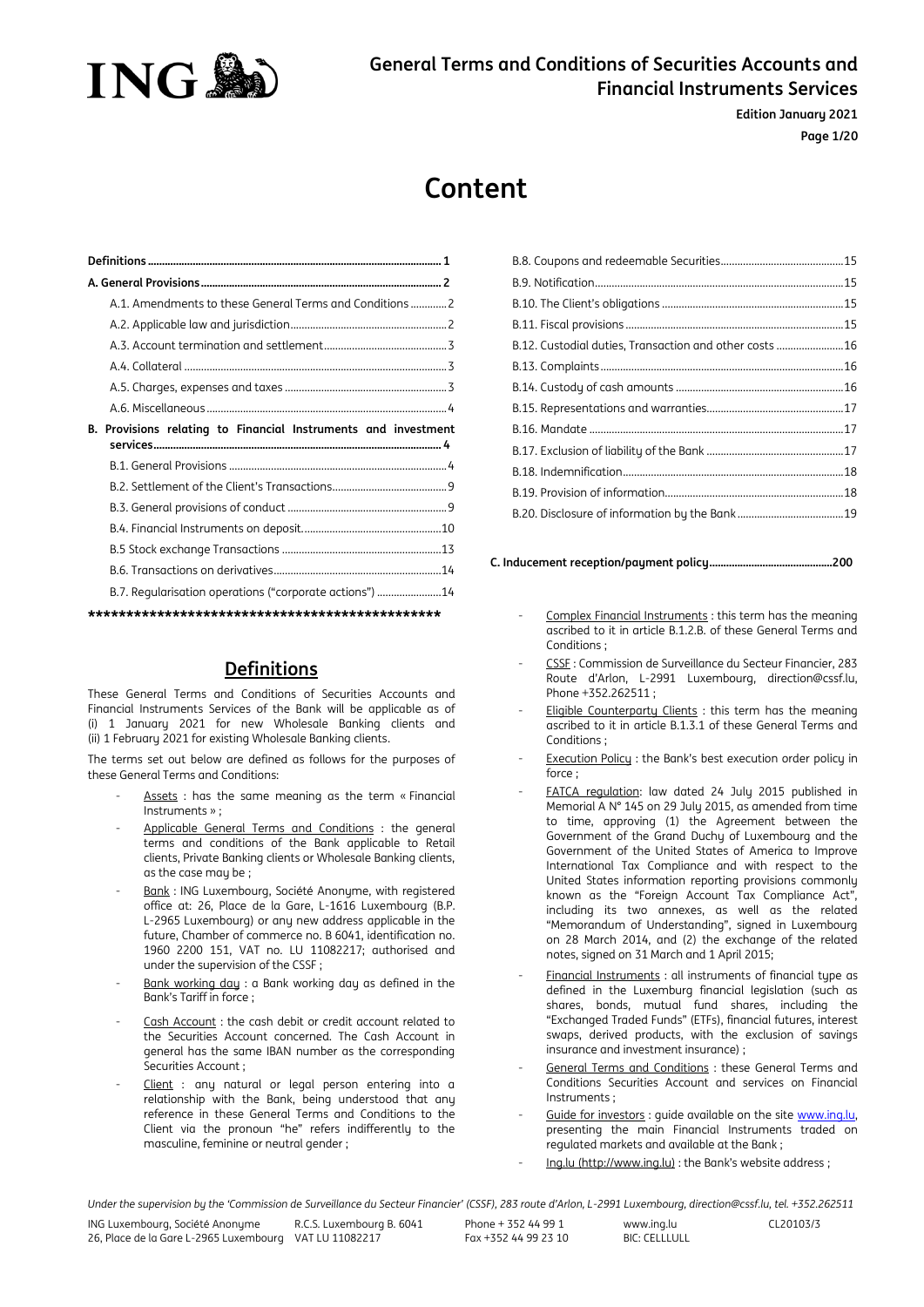# General Terms and Conditions of Securities Accounts and Financial Instruments Services

**Edition January 2021**

# Content

| | |
|---|---|
| **Definitions** | **1** |
| **A. General Provisions** | **2** |
| A.1. Amendments to these General Terms and Conditions | 2 |
| A.2. Applicable law and jurisdiction | 2 |
| A.3. Account termination and settlement | 3 |
| A.4. Collateral | 3 |
| A.5. Charges, expenses and taxes | 3 |
| A.6. Miscellaneous | 4 |
| **B. Provisions relating to Financial Instruments and investment services** | **4** |
| B.1. General Provisions | 4 |
| B.2. Settlement of the Client's Transactions | 9 |
| B.3. General provisions of conduct | 9 |
| B.4. Financial Instruments on deposit | 10 |
| B.5 Stock exchange Transactions | 13 |
| B.6. Transactions on derivatives | 14 |
| B.7. Regularisation operations ("corporate actions") | 14 |
| B.8. Coupons and redeemable Securities | 15 |
| B.9. Notification | 15 |
| B.10. The Client's obligations | 15 |
| B.11. Fiscal provisions | 15 |
| B.12. Custodial duties, Transaction and other costs | 16 |
| B.13. Complaints | 16 |
| B.14. Custody of cash amounts | 16 |
| B.15. Representations and warranties | 17 |
| B.16. Mandate | 17 |
| B.17. Exclusion of liability of the Bank | 17 |
| B.18. Indemnification | 18 |
| B.19. Provision of information | 18 |
| B.20. Disclosure of information by the Bank | 19 |
| **C. Inducement reception/payment policy** | **200** |

\*\*\*\*\*\*\*\*\*\*\*\*\*\*\*\*\*\*\*\*\*\*\*\*\*\*\*\*\*\*\*\*\*\*\*\*\*\*\*\*\*\*\*\*\*\*\*\*

## Definitions

These General Terms and Conditions of Securities Accounts and Financial Instruments Services of the Bank will be applicable as of (i) 1 January 2021 for new Wholesale Banking clients and (ii) 1 February 2021 for existing Wholesale Banking clients.

The terms set out below are defined as follows for the purposes of these General Terms and Conditions:

- Assets : has the same meaning as the term « Financial Instruments » ;
- Applicable General Terms and Conditions : the general terms and conditions of the Bank applicable to Retail clients, Private Banking clients or Wholesale Banking clients, as the case may be ;
- Bank : ING Luxembourg, Société Anonyme, with registered office at: 26, Place de la Gare, L-1616 Luxembourg (B.P. L-2965 Luxembourg) or any new address applicable in the future, Chamber of commerce no. B 6041, identification no. 1960 2200 151, VAT no. LU 11082217; authorised and under the supervision of the CSSF ;
- Bank working day : a Bank working day as defined in the Bank's Tariff in force ;
- Cash Account : the cash debit or credit account related to the Securities Account concerned. The Cash Account in general has the same IBAN number as the corresponding Securities Account ;
- Client : any natural or legal person entering into a relationship with the Bank, being understood that any reference in these General Terms and Conditions to the Client via the pronoun "he" refers indifferently to the masculine, feminine or neutral gender ;
- Complex Financial Instruments : this term has the meaning ascribed to it in article B.1.2.B. of these General Terms and Conditions ;
- CSSF : Commission de Surveillance du Secteur Financier, 283 Route d'Arlon, L-2991 Luxembourg, direction@cssf.lu, Phone +352.262511 ;
- Eligible Counterparty Clients : this term has the meaning ascribed to it in article B.1.3.1 of these General Terms and Conditions ;
- Execution Policy : the Bank's best execution order policy in force ;
- FATCA regulation: law dated 24 July 2015 published in Memorial A N° 145 on 29 July 2015, as amended from time to time, approving (1) the Agreement between the Government of the Grand Duchy of Luxembourg and the Government of the United States of America to Improve International Tax Compliance and with respect to the United States information reporting provisions commonly known as the "Foreign Account Tax Compliance Act", including its two annexes, as well as the related "Memorandum of Understanding", signed in Luxembourg on 28 March 2014, and (2) the exchange of the related notes, signed on 31 March and 1 April 2015;
- Financial Instruments : all instruments of financial type as defined in the Luxemburg financial legislation (such as shares, bonds, mutual fund shares, including the "Exchanged Traded Funds" (ETFs), financial futures, interest swaps, derived products, with the exclusion of savings insurance and investment insurance) ;
- General Terms and Conditions : these General Terms and Conditions Securities Account and services on Financial Instruments ;
- Guide for investors : guide available on the site www.ing.lu, presenting the main Financial Instruments traded on regulated markets and available at the Bank ;
- Ing.lu (http://www.ing.lu) : the Bank's website address ;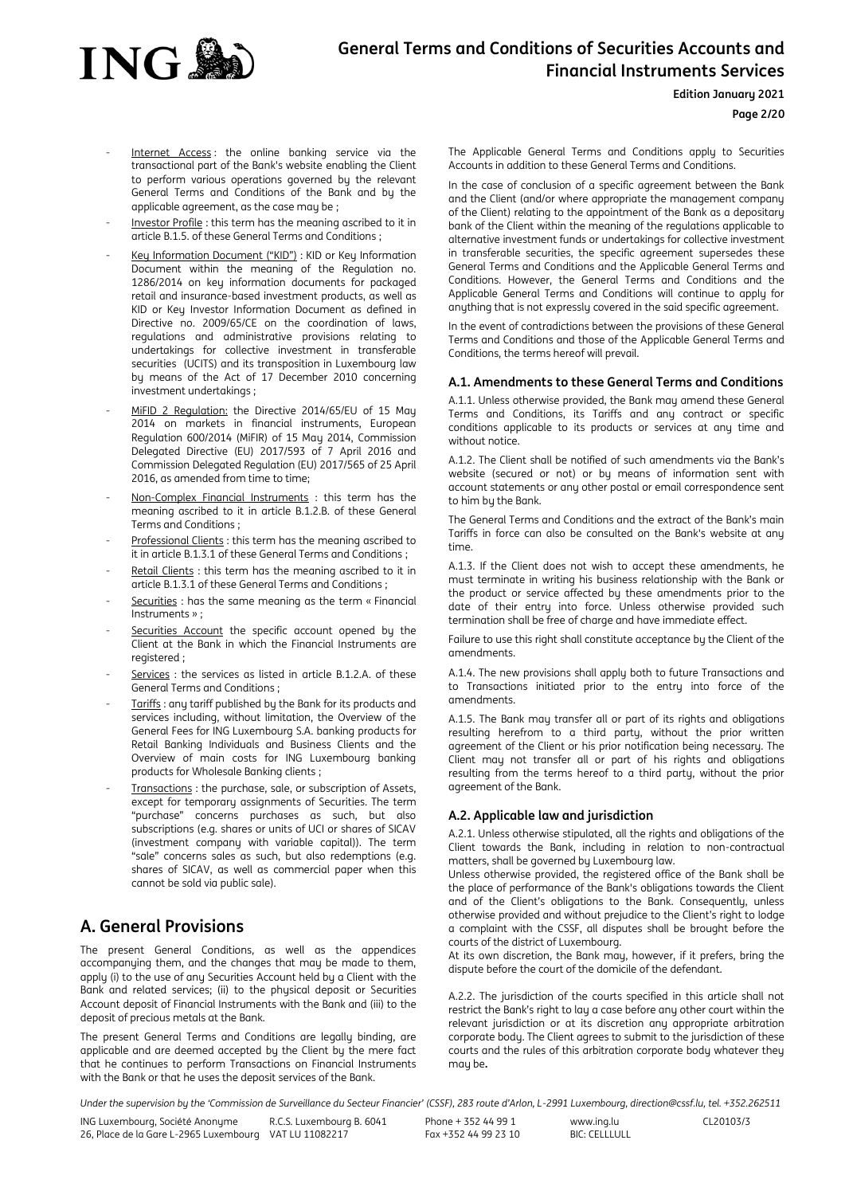- Internet Access : the online banking service via the transactional part of the Bank's website enabling the Client to perform various operations governed by the relevant General Terms and Conditions of the Bank and by the applicable agreement, as the case may be ;
- Investor Profile : this term has the meaning ascribed to it in article B.1.5. of these General Terms and Conditions ;
- Key Information Document ("KID") : KID or Key Information Document within the meaning of the Regulation no. 1286/2014 on key information documents for packaged retail and insurance-based investment products, as well as KID or Key Investor Information Document as defined in Directive no. 2009/65/CE on the coordination of laws, regulations and administrative provisions relating to undertakings for collective investment in transferable securities (UCITS) and its transposition in Luxembourg law by means of the Act of 17 December 2010 concerning investment undertakings ;
- MiFID 2 Regulation: the Directive 2014/65/EU of 15 May 2014 on markets in financial instruments, European Regulation 600/2014 (MiFIR) of 15 May 2014, Commission Delegated Directive (EU) 2017/593 of 7 April 2016 and Commission Delegated Regulation (EU) 2017/565 of 25 April 2016, as amended from time to time;
- Non-Complex Financial Instruments : this term has the meaning ascribed to it in article B.1.2.B. of these General Terms and Conditions ;
- Professional Clients : this term has the meaning ascribed to it in article B.1.3.1 of these General Terms and Conditions ;
- Retail Clients : this term has the meaning ascribed to it in article B.1.3.1 of these General Terms and Conditions ;
- Securities : has the same meaning as the term « Financial Instruments » ;
- Securities Account the specific account opened by the Client at the Bank in which the Financial Instruments are registered ;
- Services : the services as listed in article B.1.2.A. of these General Terms and Conditions ;
- Tariffs : any tariff published by the Bank for its products and services including, without limitation, the Overview of the General Fees for ING Luxembourg S.A. banking products for Retail Banking Individuals and Business Clients and the Overview of main costs for ING Luxembourg banking products for Wholesale Banking clients ;
- Transactions : the purchase, sale, or subscription of Assets, except for temporary assignments of Securities. The term "purchase" concerns purchases as such, but also subscriptions (e.g. shares or units of UCI or shares of SICAV (investment company with variable capital)). The term "sale" concerns sales as such, but also redemptions (e.g. shares of SICAV, as well as commercial paper when this cannot be sold via public sale).

# A. General Provisions

The present General Conditions, as well as the appendices accompanying them, and the changes that may be made to them, apply (i) to the use of any Securities Account held by a Client with the Bank and related services; (ii) to the physical deposit or Securities Account deposit of Financial Instruments with the Bank and (iii) to the deposit of precious metals at the Bank.

The present General Terms and Conditions are legally binding, are applicable and are deemed accepted by the Client by the mere fact that he continues to perform Transactions on Financial Instruments with the Bank or that he uses the deposit services of the Bank.

The Applicable General Terms and Conditions apply to Securities Accounts in addition to these General Terms and Conditions.

In the case of conclusion of a specific agreement between the Bank and the Client (and/or where appropriate the management company of the Client) relating to the appointment of the Bank as a depositary bank of the Client within the meaning of the regulations applicable to alternative investment funds or undertakings for collective investment in transferable securities, the specific agreement supersedes these General Terms and Conditions and the Applicable General Terms and Conditions. However, the General Terms and Conditions and the Applicable General Terms and Conditions will continue to apply for anything that is not expressly covered in the said specific agreement.

In the event of contradictions between the provisions of these General Terms and Conditions and those of the Applicable General Terms and Conditions, the terms hereof will prevail.

### A.1. Amendments to these General Terms and Conditions

A.1.1. Unless otherwise provided, the Bank may amend these General Terms and Conditions, its Tariffs and any contract or specific conditions applicable to its products or services at any time and without notice.

A.1.2. The Client shall be notified of such amendments via the Bank's website (secured or not) or by means of information sent with account statements or any other postal or email correspondence sent to him by the Bank.

The General Terms and Conditions and the extract of the Bank's main Tariffs in force can also be consulted on the Bank's website at any time.

A.1.3. If the Client does not wish to accept these amendments, he must terminate in writing his business relationship with the Bank or the product or service affected by these amendments prior to the date of their entry into force. Unless otherwise provided such termination shall be free of charge and have immediate effect.

Failure to use this right shall constitute acceptance by the Client of the amendments.

A.1.4. The new provisions shall apply both to future Transactions and to Transactions initiated prior to the entry into force of the amendments.

A.1.5. The Bank may transfer all or part of its rights and obligations resulting herefrom to a third party, without the prior written agreement of the Client or his prior notification being necessary. The Client may not transfer all or part of his rights and obligations resulting from the terms hereof to a third party, without the prior agreement of the Bank.

### A.2. Applicable law and jurisdiction

A.2.1. Unless otherwise stipulated, all the rights and obligations of the Client towards the Bank, including in relation to non-contractual matters, shall be governed by Luxembourg law.

Unless otherwise provided, the registered office of the Bank shall be the place of performance of the Bank's obligations towards the Client and of the Client's obligations to the Bank. Consequently, unless otherwise provided and without prejudice to the Client's right to lodge a complaint with the CSSF, all disputes shall be brought before the courts of the district of Luxembourg.

At its own discretion, the Bank may, however, if it prefers, bring the dispute before the court of the domicile of the defendant.

A.2.2. The jurisdiction of the courts specified in this article shall not restrict the Bank's right to lay a case before any other court within the relevant jurisdiction or at its discretion any appropriate arbitration corporate body. The Client agrees to submit to the jurisdiction of these courts and the rules of this arbitration corporate body whatever they may be.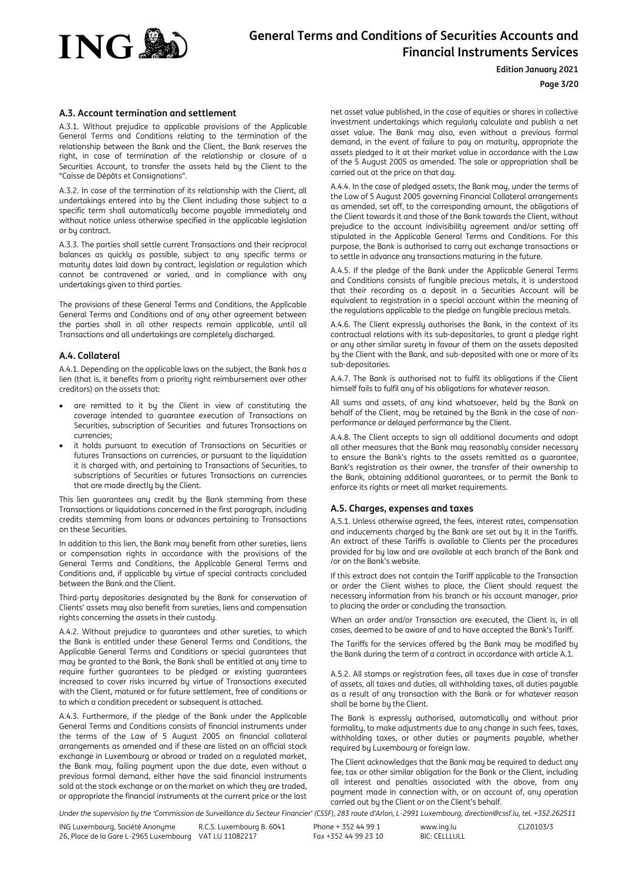### A.3. Account termination and settlement

A.3.1. Without prejudice to applicable provisions of the Applicable General Terms and Conditions relating to the termination of the relationship between the Bank and the Client, the Bank reserves the right, in case of termination of the relationship or closure of a Securities Account, to transfer the assets held by the Client to the "Caisse de Dépôts et Consignations".

A.3.2. In case of the termination of its relationship with the Client, all undertakings entered into by the Client including those subject to a specific term shall automatically become payable immediately and without notice unless otherwise specified in the applicable legislation or by contract.

A.3.3. The parties shall settle current Transactions and their reciprocal balances as quickly as possible, subject to any specific terms or maturity dates laid down by contract, legislation or regulation which cannot be contravened or varied, and in compliance with any undertakings given to third parties.

The provisions of these General Terms and Conditions, the Applicable General Terms and Conditions and of any other agreement between the parties shall in all other respects remain applicable, until all Transactions and all undertakings are completely discharged.

### A.4. Collateral

A.4.1. Depending on the applicable laws on the subject, the Bank has a lien (that is, it benefits from a priority right reimbursement over other creditors) on the assets that:

- are remitted to it by the Client in view of constituting the coverage intended to guarantee execution of Transactions on Securities, subscription of Securities and futures Transactions on currencies;
- it holds pursuant to execution of Transactions on Securities or futures Transactions on currencies, or pursuant to the liquidation it is charged with, and pertaining to Transactions of Securities, to subscriptions of Securities or futures Transactions on currencies that are made directly by the Client.

This lien guarantees any credit by the Bank stemming from these Transactions or liquidations concerned in the first paragraph, including credits stemming from loans or advances pertaining to Transactions on these Securities.

In addition to this lien, the Bank may benefit from other sureties, liens or compensation rights in accordance with the provisions of the General Terms and Conditions, the Applicable General Terms and Conditions and, if applicable by virtue of special contracts concluded between the Bank and the Client.

Third-party depositaries designated by the Bank for conservation of Clients' assets may also benefit from sureties, liens and compensation rights concerning the assets in their custody.

A.4.2. Without prejudice to guarantees and other sureties, to which the Bank is entitled under these General Terms and Conditions, the Applicable General Terms and Conditions or special guarantees that may be granted to the Bank, the Bank shall be entitled at any time to require further guarantees to be pledged or existing guarantees increased to cover risks incurred by virtue of Transactions executed with the Client, matured or for future settlement, free of conditions or to which a condition precedent or subsequent is attached.

A.4.3. Furthermore, if the pledge of the Bank under the Applicable General Terms and Conditions consists of financial instruments under the terms of the Law of 5 August 2005 on financial collateral arrangements as amended and if these are listed on an official stock exchange in Luxembourg or abroad or traded on a regulated market, the Bank may, failing payment upon the due date, even without a previous formal demand, either have the said financial instruments sold at the stock exchange or on the market on which they are traded, or appropriate the financial instruments at the current price or the last net asset value published, in the case of equities or shares in collective investment undertakings which regularly calculate and publish a net asset value. The Bank may also, even without a previous formal demand, in the event of failure to pay on maturity, appropriate the assets pledged to it at their market value in accordance with the Law of the 5 August 2005 as amended. The sale or appropriation shall be carried out at the price on that day.

A.4.4. In the case of pledged assets, the Bank may, under the terms of the Law of 5 August 2005 governing Financial Collateral arrangements as amended, set off, to the corresponding amount, the obligations of the Client towards it and those of the Bank towards the Client, without prejudice to the account indivisibility agreement and/or setting off stipulated in the Applicable General Terms and Conditions. For this purpose, the Bank is authorised to carry out exchange transactions or to settle in advance any transactions maturing in the future.

A.4.5. If the pledge of the Bank under the Applicable General Terms and Conditions consists of fungible precious metals, it is understood that their recording as a deposit in a Securities Account will be equivalent to registration in a special account within the meaning of the regulations applicable to the pledge on fungible precious metals.

A.4.6. The Client expressly authorises the Bank, in the context of its contractual relations with its sub-depositaries, to grant a pledge right or any other similar surety in favour of them on the assets deposited by the Client with the Bank, and sub-deposited with one or more of its sub-depositaries.

A.4.7. The Bank is authorised not to fulfil its obligations if the Client himself fails to fulfil any of his obligations for whatever reason.

All sums and assets, of any kind whatsoever, held by the Bank on behalf of the Client, may be retained by the Bank in the case of non-performance or delayed performance by the Client.

A.4.8. The Client accepts to sign all additional documents and adopt all other measures that the Bank may reasonably consider necessary to ensure the Bank's rights to the assets remitted as a guarantee, Bank's registration as their owner, the transfer of their ownership to the Bank, obtaining additional guarantees, or to permit the Bank to enforce its rights or meet all market requirements.

### A.5. Charges, expenses and taxes

A.5.1. Unless otherwise agreed, the fees, interest rates, compensation and inducements charged by the Bank are set out by it in the Tariffs. An extract of these Tariffs is available to Clients per the procedures provided for by law and are available at each branch of the Bank and /or on the Bank's website.

If this extract does not contain the Tariff applicable to the Transaction or order the Client wishes to place, the Client should request the necessary information from his branch or his account manager, prior to placing the order or concluding the transaction.

When an order and/or Transaction are executed, the Client is, in all cases, deemed to be aware of and to have accepted the Bank's Tariff.

The Tariffs for the services offered by the Bank may be modified by the Bank during the term of a contract in accordance with article A.1.

A.5.2. All stamps or registration fees, all taxes due in case of transfer of assets, all taxes and duties, all withholding taxes, all duties payable as a result of any transaction with the Bank or for whatever reason shall be borne by the Client.

The Bank is expressly authorised, automatically and without prior formality, to make adjustments due to any change in such fees, taxes, withholding taxes, or other duties or payments payable, whether required by Luxembourg or foreign law.

The Client acknowledges that the Bank may be required to deduct any fee, tax or other similar obligation for the Bank or the Client, including all interest and penalties associated with the above, from any payment made in connection with, or on account of, any operation carried out by the Client or on the Client's behalf.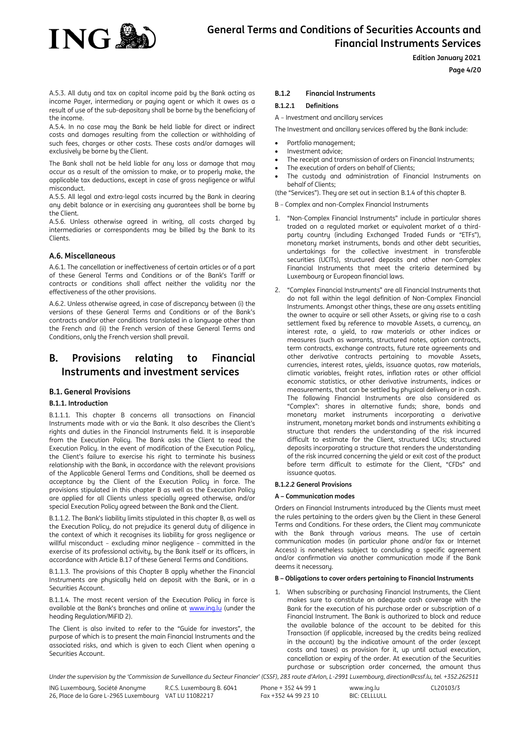A.5.3. All duty and tax on capital income paid by the Bank acting as income Payer, intermediary or paying agent or which it owes as a result of use of the sub-depositary shall be borne by the beneficiary of the income.

A.5.4. In no case may the Bank be held liable for direct or indirect costs and damages resulting from the collection or withholding of such fees, charges or other costs. These costs and/or damages will exclusively be borne by the Client.

The Bank shall not be held liable for any loss or damage that may occur as a result of the omission to make, or to properly make, the applicable tax deductions, except in case of gross negligence or wilful misconduct.

A.5.5. All legal and extra-legal costs incurred by the Bank in clearing any debit balance or in exercising any guarantees shall be borne by the Client.

A.5.6. Unless otherwise agreed in writing, all costs charged by intermediaries or correspondents may be billed by the Bank to its Clients.

### A.6. Miscellaneous

A.6.1. The cancellation or ineffectiveness of certain articles or of a part of these General Terms and Conditions or of the Bank's Tariff or contracts or conditions shall affect neither the validity nor the effectiveness of the other provisions.

A.6.2. Unless otherwise agreed, in case of discrepancy between (i) the versions of these General Terms and Conditions or of the Bank's contracts and/or other conditions translated in a language other than the French and (ii) the French version of these General Terms and Conditions, only the French version shall prevail.

## B. Provisions relating to Financial Instruments and investment services

### B.1. General Provisions

#### B.1.1. Introduction

B.1.1.1. This chapter B concerns all transactions on Financial Instruments made with or via the Bank. It also describes the Client's rights and duties in the Financial Instruments field. It is inseparable from the Execution Policy. The Bank asks the Client to read the Execution Policy. In the event of modification of the Execution Policy, the Client's failure to exercise his right to terminate his business relationship with the Bank, in accordance with the relevant provisions of the Applicable General Terms and Conditions, shall be deemed as acceptance by the Client of the Execution Policy in force. The provisions stipulated in this chapter B as well as the Execution Policy are applied for all Clients unless specially agreed otherwise, and/or special Execution Policy agreed between the Bank and the Client.

B.1.1.2. The Bank's liability limits stipulated in this chapter B, as well as the Execution Policy, do not prejudice its general duty of diligence in the context of which it recognises its liability for gross negligence or willful misconduct – excluding minor negligence – committed in the exercise of its professional activity, by the Bank itself or its officers, in accordance with Article B.17 of these General Terms and Conditions.

B.1.1.3. The provisions of this Chapter B apply whether the Financial Instruments are physically held on deposit with the Bank, or in a Securities Account.

B.1.1.4. The most recent version of the Execution Policy in force is available at the Bank's branches and online at www.ing.lu (under the heading Regulation/MiFID 2).

The Client is also invited to refer to the "Guide for investors", the purpose of which is to present the main Financial Instruments and the associated risks, and which is given to each Client when opening a Securities Account.

#### B.1.2 Financial Instruments

##### B.1.2.1 Definitions

A – Investment and ancillary services

The Investment and ancillary services offered by the Bank include:

- Portfolio management;
- Investment advice;
- The receipt and transmission of orders on Financial Instruments;
- The execution of orders on behalf of Clients;
- The custody and administration of Financial Instruments on behalf of Clients;

(the "Services"). They are set out in section B.1.4 of this chapter B.

B – Complex and non-Complex Financial Instruments

1. "Non-Complex Financial Instruments" include in particular shares traded on a regulated market or equivalent market of a third-party country (including Exchanged Traded Funds or "ETFs"), monetary market instruments, bonds and other debt securities, undertakings for the collective investment in transferable securities (UCITs), structured deposits and other non-Complex Financial Instruments that meet the criteria determined by Luxembourg or European financial laws.
2. "Complex Financial Instruments" are all Financial Instruments that do not fall within the legal definition of Non-Complex Financial Instruments. Amongst other things, these are any assets entitling the owner to acquire or sell other Assets, or giving rise to a cash settlement fixed by reference to movable Assets, a currency, an interest rate, a yield, to raw materials or other indices or measures (such as warrants, structured notes, option contracts, term contracts, exchange contracts, future rate agreements and other derivative contracts pertaining to movable Assets, currencies, interest rates, yields, issuance quotas, raw materials, climatic variables, freight rates, inflation rates or other official economic statistics, or other derivative instruments, indices or measurements, that can be settled by physical delivery or in cash. The following Financial Instruments are also considered as "Complex": shares in alternative funds; share, bonds and monetary market instruments incorporating a derivative instrument, monetary market bonds and instruments exhibiting a structure that renders the understanding of the risk incurred difficult to estimate for the Client, structured UCIs; structured deposits incorporating a structure that renders the understanding of the risk incurred concerning the yield or exit cost of the product before term difficult to estimate for the Client, "CFDs" and issuance quotas.

##### B.1.2.2 General Provisions

**A – Communication modes**

Orders on Financial Instruments introduced by the Clients must meet the rules pertaining to the orders given by the Client in these General Terms and Conditions. For these orders, the Client may communicate with the Bank through various means. The use of certain communication modes (in particular phone and/or fax or Internet Access) is nonetheless subject to concluding a specific agreement and/or confirmation via another communication mode if the Bank deems it necessary.

**B – Obligations to cover orders pertaining to Financial Instruments**

1. When subscribing or purchasing Financial Instruments, the Client makes sure to constitute an adequate cash coverage with the Bank for the execution of his purchase order or subscription of a Financial Instrument. The Bank is authorized to block and reduce the available balance of the account to be debited for this Transaction (if applicable, increased by the credits being realized in the account) by the indicative amount of the order (except costs and taxes) as provision for it, up until actual execution, cancellation or expiry of the order. At execution of the Securities purchase or subscription order concerned, the amount thus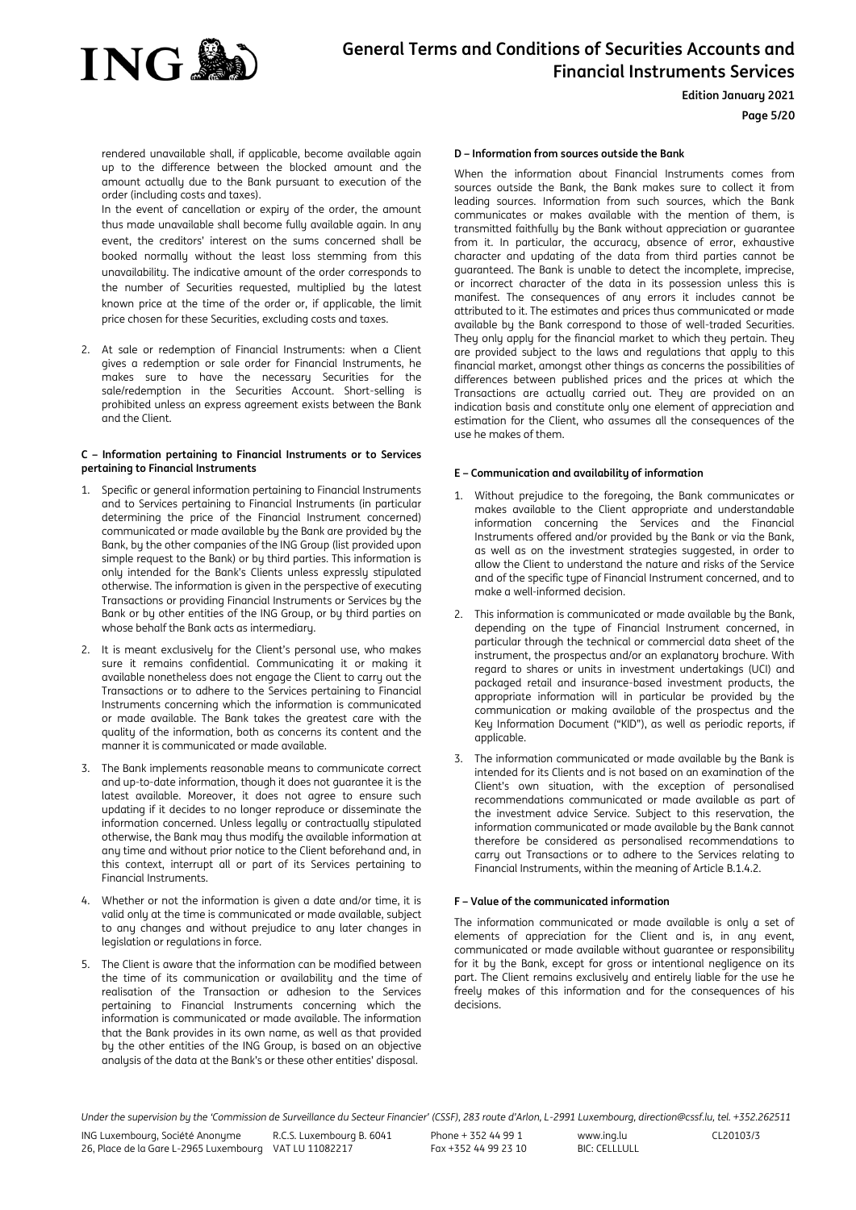rendered unavailable shall, if applicable, become available again up to the difference between the blocked amount and the amount actually due to the Bank pursuant to execution of the order (including costs and taxes).

In the event of cancellation or expiry of the order, the amount thus made unavailable shall become fully available again. In any event, the creditors' interest on the sums concerned shall be booked normally without the least loss stemming from this unavailability. The indicative amount of the order corresponds to the number of Securities requested, multiplied by the latest known price at the time of the order or, if applicable, the limit price chosen for these Securities, excluding costs and taxes.

2. At sale or redemption of Financial Instruments: when a Client gives a redemption or sale order for Financial Instruments, he makes sure to have the necessary Securities for the sale/redemption in the Securities Account. Short-selling is prohibited unless an express agreement exists between the Bank and the Client.

#### C – Information pertaining to Financial Instruments or to Services pertaining to Financial Instruments

1. Specific or general information pertaining to Financial Instruments and to Services pertaining to Financial Instruments (in particular determining the price of the Financial Instrument concerned) communicated or made available by the Bank are provided by the Bank, by the other companies of the ING Group (list provided upon simple request to the Bank) or by third parties. This information is only intended for the Bank's Clients unless expressly stipulated otherwise. The information is given in the perspective of executing Transactions or providing Financial Instruments or Services by the Bank or by other entities of the ING Group, or by third parties on whose behalf the Bank acts as intermediary.
2. It is meant exclusively for the Client's personal use, who makes sure it remains confidential. Communicating it or making it available nonetheless does not engage the Client to carry out the Transactions or to adhere to the Services pertaining to Financial Instruments concerning which the information is communicated or made available. The Bank takes the greatest care with the quality of the information, both as concerns its content and the manner it is communicated or made available.
3. The Bank implements reasonable means to communicate correct and up-to-date information, though it does not guarantee it is the latest available. Moreover, it does not agree to ensure such updating if it decides to no longer reproduce or disseminate the information concerned. Unless legally or contractually stipulated otherwise, the Bank may thus modify the available information at any time and without prior notice to the Client beforehand and, in this context, interrupt all or part of its Services pertaining to Financial Instruments.
4. Whether or not the information is given a date and/or time, it is valid only at the time is communicated or made available, subject to any changes and without prejudice to any later changes in legislation or regulations in force.
5. The Client is aware that the information can be modified between the time of its communication or availability and the time of realisation of the Transaction or adhesion to the Services pertaining to Financial Instruments concerning which the information is communicated or made available. The information that the Bank provides in its own name, as well as that provided by the other entities of the ING Group, is based on an objective analysis of the data at the Bank's or these other entities' disposal.

#### D – Information from sources outside the Bank

When the information about Financial Instruments comes from sources outside the Bank, the Bank makes sure to collect it from leading sources. Information from such sources, which the Bank communicates or makes available with the mention of them, is transmitted faithfully by the Bank without appreciation or guarantee from it. In particular, the accuracy, absence of error, exhaustive character and updating of the data from third parties cannot be guaranteed. The Bank is unable to detect the incomplete, imprecise, or incorrect character of the data in its possession unless this is manifest. The consequences of any errors it includes cannot be attributed to it. The estimates and prices thus communicated or made available by the Bank correspond to those of well-traded Securities. They only apply for the financial market to which they pertain. They are provided subject to the laws and regulations that apply to this financial market, amongst other things as concerns the possibilities of differences between published prices and the prices at which the Transactions are actually carried out. They are provided on an indication basis and constitute only one element of appreciation and estimation for the Client, who assumes all the consequences of the use he makes of them.

#### E – Communication and availability of information

1. Without prejudice to the foregoing, the Bank communicates or makes available to the Client appropriate and understandable information concerning the Services and the Financial Instruments offered and/or provided by the Bank or via the Bank, as well as on the investment strategies suggested, in order to allow the Client to understand the nature and risks of the Service and of the specific type of Financial Instrument concerned, and to make a well-informed decision.
2. This information is communicated or made available by the Bank, depending on the type of Financial Instrument concerned, in particular through the technical or commercial data sheet of the instrument, the prospectus and/or an explanatory brochure. With regard to shares or units in investment undertakings (UCI) and packaged retail and insurance-based investment products, the appropriate information will in particular be provided by the communication or making available of the prospectus and the Key Information Document ("KID"), as well as periodic reports, if applicable.
3. The information communicated or made available by the Bank is intended for its Clients and is not based on an examination of the Client's own situation, with the exception of personalised recommendations communicated or made available as part of the investment advice Service. Subject to this reservation, the information communicated or made available by the Bank cannot therefore be considered as personalised recommendations to carry out Transactions or to adhere to the Services relating to Financial Instruments, within the meaning of Article B.1.4.2.

#### F – Value of the communicated information

The information communicated or made available is only a set of elements of appreciation for the Client and is, in any event, communicated or made available without guarantee or responsibility for it by the Bank, except for gross or intentional negligence on its part. The Client remains exclusively and entirely liable for the use he freely makes of this information and for the consequences of his decisions.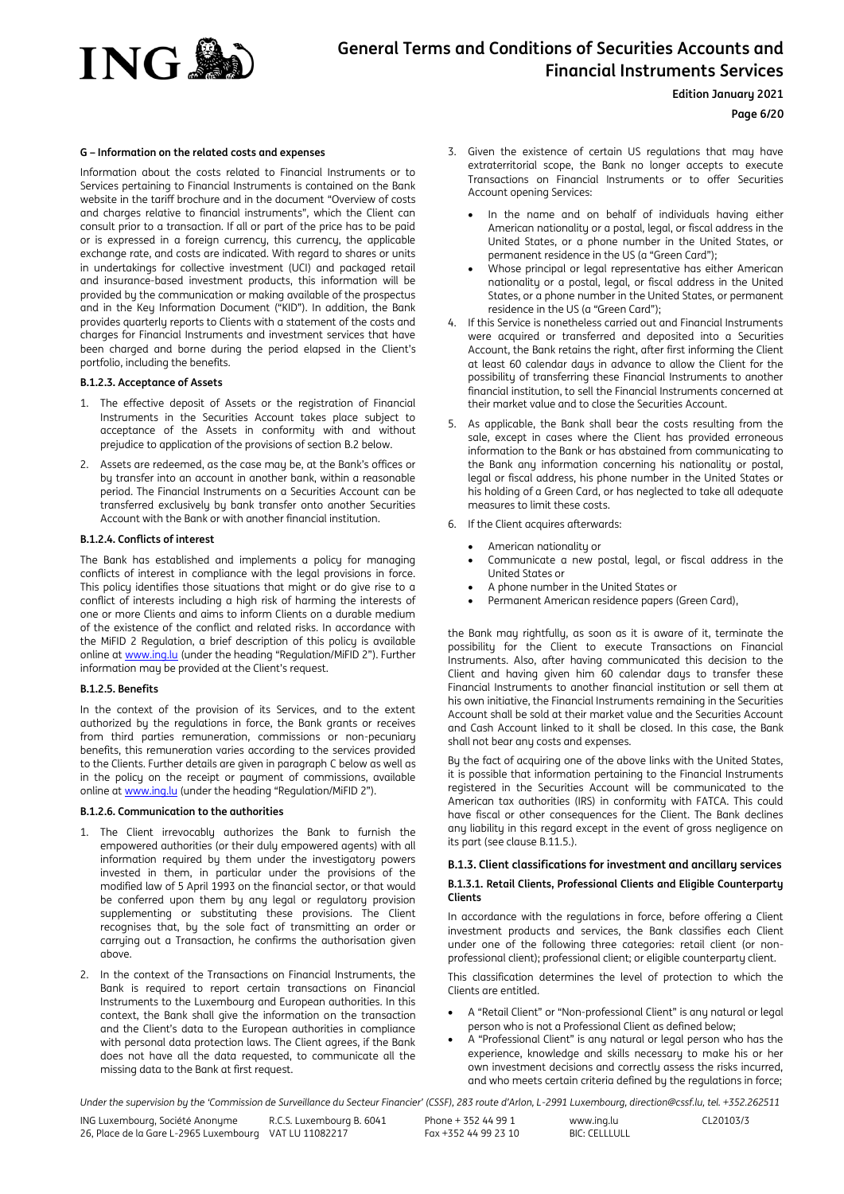**G – Information on the related costs and expenses**

Information about the costs related to Financial Instruments or to Services pertaining to Financial Instruments is contained on the Bank website in the tariff brochure and in the document "Overview of costs and charges relative to financial instruments", which the Client can consult prior to a transaction. If all or part of the price has to be paid or is expressed in a foreign currency, this currency, the applicable exchange rate, and costs are indicated. With regard to shares or units in undertakings for collective investment (UCI) and packaged retail and insurance-based investment products, this information will be provided by the communication or making available of the prospectus and in the Key Information Document ("KID"). In addition, the Bank provides quarterly reports to Clients with a statement of the costs and charges for Financial Instruments and investment services that have been charged and borne during the period elapsed in the Client's portfolio, including the benefits.

#### B.1.2.3. Acceptance of Assets

1. The effective deposit of Assets or the registration of Financial Instruments in the Securities Account takes place subject to acceptance of the Assets in conformity with and without prejudice to application of the provisions of section B.2 below.
2. Assets are redeemed, as the case may be, at the Bank's offices or by transfer into an account in another bank, within a reasonable period. The Financial Instruments on a Securities Account can be transferred exclusively by bank transfer onto another Securities Account with the Bank or with another financial institution.

#### B.1.2.4. Conflicts of interest

The Bank has established and implements a policy for managing conflicts of interest in compliance with the legal provisions in force. This policy identifies those situations that might or do give rise to a conflict of interests including a high risk of harming the interests of one or more Clients and aims to inform Clients on a durable medium of the existence of the conflict and related risks. In accordance with the MiFID 2 Regulation, a brief description of this policy is available online at www.ing.lu (under the heading "Regulation/MiFID 2"). Further information may be provided at the Client's request.

#### B.1.2.5. Benefits

In the context of the provision of its Services, and to the extent authorized by the regulations in force, the Bank grants or receives from third parties remuneration, commissions or non-pecuniary benefits, this remuneration varies according to the services provided to the Clients. Further details are given in paragraph C below as well as in the policy on the receipt or payment of commissions, available online at www.ing.lu (under the heading "Regulation/MiFID 2").

#### B.1.2.6. Communication to the authorities

1. The Client irrevocably authorizes the Bank to furnish the empowered authorities (or their duly empowered agents) with all information required by them under the investigatory powers invested in them, in particular under the provisions of the modified law of 5 April 1993 on the financial sector, or that would be conferred upon them by any legal or regulatory provision supplementing or substituting these provisions. The Client recognises that, by the sole fact of transmitting an order or carrying out a Transaction, he confirms the authorisation given above.
2. In the context of the Transactions on Financial Instruments, the Bank is required to report certain transactions on Financial Instruments to the Luxembourg and European authorities. In this context, the Bank shall give the information on the transaction and the Client's data to the European authorities in compliance with personal data protection laws. The Client agrees, if the Bank does not have all the data requested, to communicate all the missing data to the Bank at first request.
3. Given the existence of certain US regulations that may have extraterritorial scope, the Bank no longer accepts to execute Transactions on Financial Instruments or to offer Securities Account opening Services:
   - In the name and on behalf of individuals having either American nationality or a postal, legal, or fiscal address in the United States, or a phone number in the United States, or permanent residence in the US (a "Green Card");
   - Whose principal or legal representative has either American nationality or a postal, legal, or fiscal address in the United States, or a phone number in the United States, or permanent residence in the US (a "Green Card");
4. If this Service is nonetheless carried out and Financial Instruments were acquired or transferred and deposited into a Securities Account, the Bank retains the right, after first informing the Client at least 60 calendar days in advance to allow the Client for the possibility of transferring these Financial Instruments to another financial institution, to sell the Financial Instruments concerned at their market value and to close the Securities Account.
5. As applicable, the Bank shall bear the costs resulting from the sale, except in cases where the Client has provided erroneous information to the Bank or has abstained from communicating to the Bank any information concerning his nationality or postal, legal or fiscal address, his phone number in the United States or his holding of a Green Card, or has neglected to take all adequate measures to limit these costs.
6. If the Client acquires afterwards:
   - American nationality or
   - Communicate a new postal, legal, or fiscal address in the United States or
   - A phone number in the United States or
   - Permanent American residence papers (Green Card),

the Bank may rightfully, as soon as it is aware of it, terminate the possibility for the Client to execute Transactions on Financial Instruments. Also, after having communicated this decision to the Client and having given him 60 calendar days to transfer these Financial Instruments to another financial institution or sell them at his own initiative, the Financial Instruments remaining in the Securities Account shall be sold at their market value and the Securities Account and Cash Account linked to it shall be closed. In this case, the Bank shall not bear any costs and expenses.

By the fact of acquiring one of the above links with the United States, it is possible that information pertaining to the Financial Instruments registered in the Securities Account will be communicated to the American tax authorities (IRS) in conformity with FATCA. This could have fiscal or other consequences for the Client. The Bank declines any liability in this regard except in the event of gross negligence on its part (see clause B.11.5.).

### B.1.3. Client classifications for investment and ancillary services

#### B.1.3.1. Retail Clients, Professional Clients and Eligible Counterparty Clients

In accordance with the regulations in force, before offering a Client investment products and services, the Bank classifies each Client under one of the following three categories: retail client (or non-professional client); professional client; or eligible counterparty client.

This classification determines the level of protection to which the Clients are entitled.

- A "Retail Client" or "Non-professional Client" is any natural or legal person who is not a Professional Client as defined below;
- A "Professional Client" is any natural or legal person who has the experience, knowledge and skills necessary to make his or her own investment decisions and correctly assess the risks incurred, and who meets certain criteria defined by the regulations in force;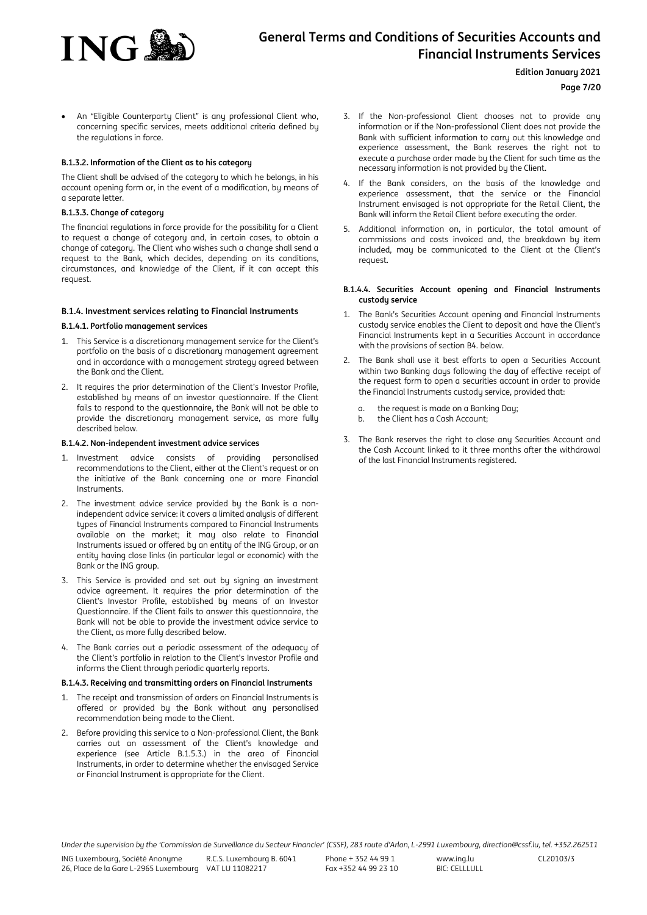- An "Eligible Counterparty Client" is any professional Client who, concerning specific services, meets additional criteria defined by the regulations in force.

#### B.1.3.2. Information of the Client as to his category

The Client shall be advised of the category to which he belongs, in his account opening form or, in the event of a modification, by means of a separate letter.

#### B.1.3.3. Change of category

The financial regulations in force provide for the possibility for a Client to request a change of category and, in certain cases, to obtain a change of category. The Client who wishes such a change shall send a request to the Bank, which decides, depending on its conditions, circumstances, and knowledge of the Client, if it can accept this request.

### B.1.4. Investment services relating to Financial Instruments

#### B.1.4.1. Portfolio management services

1. This Service is a discretionary management service for the Client's portfolio on the basis of a discretionary management agreement and in accordance with a management strategy agreed between the Bank and the Client.
2. It requires the prior determination of the Client's Investor Profile, established by means of an investor questionnaire. If the Client fails to respond to the questionnaire, the Bank will not be able to provide the discretionary management service, as more fully described below.

#### B.1.4.2. Non-independent investment advice services

1. Investment advice consists of providing personalised recommendations to the Client, either at the Client's request or on the initiative of the Bank concerning one or more Financial Instruments.
2. The investment advice service provided by the Bank is a non-independent advice service: it covers a limited analysis of different types of Financial Instruments compared to Financial Instruments available on the market; it may also relate to Financial Instruments issued or offered by an entity of the ING Group, or an entity having close links (in particular legal or economic) with the Bank or the ING group.
3. This Service is provided and set out by signing an investment advice agreement. It requires the prior determination of the Client's Investor Profile, established by means of an Investor Questionnaire. If the Client fails to answer this questionnaire, the Bank will not be able to provide the investment advice service to the Client, as more fully described below.
4. The Bank carries out a periodic assessment of the adequacy of the Client's portfolio in relation to the Client's Investor Profile and informs the Client through periodic quarterly reports.

#### B.1.4.3. Receiving and transmitting orders on Financial Instruments

1. The receipt and transmission of orders on Financial Instruments is offered or provided by the Bank without any personalised recommendation being made to the Client.
2. Before providing this service to a Non-professional Client, the Bank carries out an assessment of the Client's knowledge and experience (see Article B.1.5.3.) in the area of Financial Instruments, in order to determine whether the envisaged Service or Financial Instrument is appropriate for the Client.
3. If the Non-professional Client chooses not to provide any information or if the Non-professional Client does not provide the Bank with sufficient information to carry out this knowledge and experience assessment, the Bank reserves the right not to execute a purchase order made by the Client for such time as the necessary information is not provided by the Client.
4. If the Bank considers, on the basis of the knowledge and experience assessment, that the service or the Financial Instrument envisaged is not appropriate for the Retail Client, the Bank will inform the Retail Client before executing the order.
5. Additional information on, in particular, the total amount of commissions and costs invoiced and, the breakdown by item included, may be communicated to the Client at the Client's request.

#### B.1.4.4. Securities Account opening and Financial Instruments custody service

1. The Bank's Securities Account opening and Financial Instruments custody service enables the Client to deposit and have the Client's Financial Instruments kept in a Securities Account in accordance with the provisions of section B4. below.
2. The Bank shall use it best efforts to open a Securities Account within two Banking days following the day of effective receipt of the request form to open a securities account in order to provide the Financial Instruments custody service, provided that:
   a. the request is made on a Banking Day;
   b. the Client has a Cash Account;
3. The Bank reserves the right to close any Securities Account and the Cash Account linked to it three months after the withdrawal of the last Financial Instruments registered.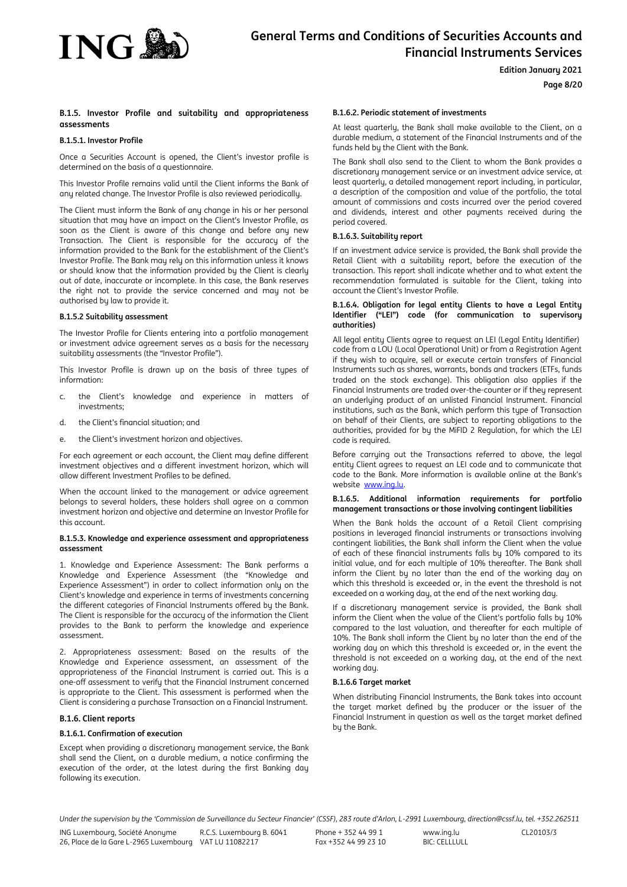### B.1.5. Investor Profile and suitability and appropriateness assessments

#### B.1.5.1. Investor Profile

Once a Securities Account is opened, the Client's investor profile is determined on the basis of a questionnaire.

This Investor Profile remains valid until the Client informs the Bank of any related change. The Investor Profile is also reviewed periodically.

The Client must inform the Bank of any change in his or her personal situation that may have an impact on the Client's Investor Profile, as soon as the Client is aware of this change and before any new Transaction. The Client is responsible for the accuracy of the information provided to the Bank for the establishment of the Client's Investor Profile. The Bank may rely on this information unless it knows or should know that the information provided by the Client is clearly out of date, inaccurate or incomplete. In this case, the Bank reserves the right not to provide the service concerned and may not be authorised by law to provide it.

#### B.1.5.2 Suitability assessment

The Investor Profile for Clients entering into a portfolio management or investment advice agreement serves as a basis for the necessary suitability assessments (the "Investor Profile").

This Investor Profile is drawn up on the basis of three types of information:

c. the Client's knowledge and experience in matters of investments;

d. the Client's financial situation; and

e. the Client's investment horizon and objectives.

For each agreement or each account, the Client may define different investment objectives and a different investment horizon, which will allow different Investment Profiles to be defined.

When the account linked to the management or advice agreement belongs to several holders, these holders shall agree on a common investment horizon and objective and determine an Investor Profile for this account.

#### B.1.5.3. Knowledge and experience assessment and appropriateness assessment

1. Knowledge and Experience Assessment: The Bank performs a Knowledge and Experience Assessment (the "Knowledge and Experience Assessment") in order to collect information only on the Client's knowledge and experience in terms of investments concerning the different categories of Financial Instruments offered by the Bank. The Client is responsible for the accuracy of the information the Client provides to the Bank to perform the knowledge and experience assessment.

2. Appropriateness assessment: Based on the results of the Knowledge and Experience assessment, an assessment of the appropriateness of the Financial Instrument is carried out. This is a one-off assessment to verify that the Financial Instrument concerned is appropriate to the Client. This assessment is performed when the Client is considering a purchase Transaction on a Financial Instrument.

### B.1.6. Client reports

#### B.1.6.1. Confirmation of execution

Except when providing a discretionary management service, the Bank shall send the Client, on a durable medium, a notice confirming the execution of the order, at the latest during the first Banking day following its execution.

#### B.1.6.2. Periodic statement of investments

At least quarterly, the Bank shall make available to the Client, on a durable medium, a statement of the Financial Instruments and of the funds held by the Client with the Bank.

The Bank shall also send to the Client to whom the Bank provides a discretionary management service or an investment advice service, at least quarterly, a detailed management report including, in particular, a description of the composition and value of the portfolio, the total amount of commissions and costs incurred over the period covered and dividends, interest and other payments received during the period covered.

#### B.1.6.3. Suitability report

If an investment advice service is provided, the Bank shall provide the Retail Client with a suitability report, before the execution of the transaction. This report shall indicate whether and to what extent the recommendation formulated is suitable for the Client, taking into account the Client's Investor Profile.

#### B.1.6.4. Obligation for legal entity Clients to have a Legal Entity Identifier ("LEI") code (for communication to supervisory authorities)

All legal entity Clients agree to request an LEI (Legal Entity Identifier) code from a LOU (Local Operational Unit) or from a Registration Agent if they wish to acquire, sell or execute certain transfers of Financial Instruments such as shares, warrants, bonds and trackers (ETFs, funds traded on the stock exchange). This obligation also applies if the Financial Instruments are traded over-the-counter or if they represent an underlying product of an unlisted Financial Instrument. Financial institutions, such as the Bank, which perform this type of Transaction on behalf of their Clients, are subject to reporting obligations to the authorities, provided for by the MiFID 2 Regulation, for which the LEI code is required.

Before carrying out the Transactions referred to above, the legal entity Client agrees to request an LEI code and to communicate that code to the Bank. More information is available online at the Bank's website www.ing.lu.

#### B.1.6.5. Additional information requirements for portfolio management transactions or those involving contingent liabilities

When the Bank holds the account of a Retail Client comprising positions in leveraged financial instruments or transactions involving contingent liabilities, the Bank shall inform the Client when the value of each of these financial instruments falls by 10% compared to its initial value, and for each multiple of 10% thereafter. The Bank shall inform the Client by no later than the end of the working day on which this threshold is exceeded or, in the event the threshold is not exceeded on a working day, at the end of the next working day.

If a discretionary management service is provided, the Bank shall inform the Client when the value of the Client's portfolio falls by 10% compared to the last valuation, and thereafter for each multiple of 10%. The Bank shall inform the Client by no later than the end of the working day on which this threshold is exceeded or, in the event the threshold is not exceeded on a working day, at the end of the next working day.

#### B.1.6.6 Target market

When distributing Financial Instruments, the Bank takes into account the target market defined by the producer or the issuer of the Financial Instrument in question as well as the target market defined by the Bank.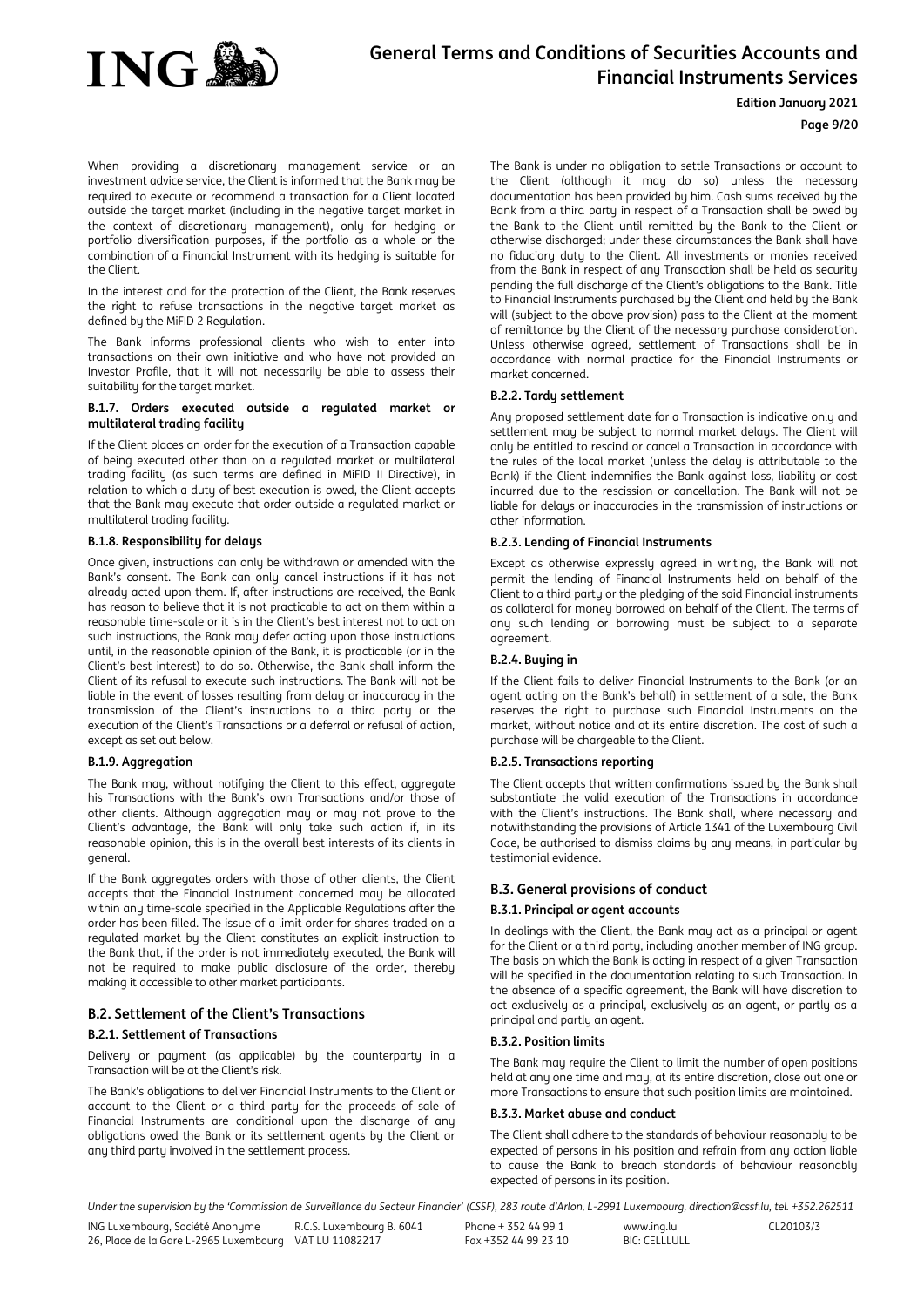When providing a discretionary management service or an investment advice service, the Client is informed that the Bank may be required to execute or recommend a transaction for a Client located outside the target market (including in the negative target market in the context of discretionary management), only for hedging or portfolio diversification purposes, if the portfolio as a whole or the combination of a Financial Instrument with its hedging is suitable for the Client.

In the interest and for the protection of the Client, the Bank reserves the right to refuse transactions in the negative target market as defined by the MiFID 2 Regulation.

The Bank informs professional clients who wish to enter into transactions on their own initiative and who have not provided an Investor Profile, that it will not necessarily be able to assess their suitability for the target market.

#### B.1.7. Orders executed outside a regulated market or multilateral trading facility

If the Client places an order for the execution of a Transaction capable of being executed other than on a regulated market or multilateral trading facility (as such terms are defined in MiFID II Directive), in relation to which a duty of best execution is owed, the Client accepts that the Bank may execute that order outside a regulated market or multilateral trading facility.

#### B.1.8. Responsibility for delays

Once given, instructions can only be withdrawn or amended with the Bank's consent. The Bank can only cancel instructions if it has not already acted upon them. If, after instructions are received, the Bank has reason to believe that it is not practicable to act on them within a reasonable time-scale or it is in the Client's best interest not to act on such instructions, the Bank may defer acting upon those instructions until, in the reasonable opinion of the Bank, it is practicable (or in the Client's best interest) to do so. Otherwise, the Bank shall inform the Client of its refusal to execute such instructions. The Bank will not be liable in the event of losses resulting from delay or inaccuracy in the transmission of the Client's instructions to a third party or the execution of the Client's Transactions or a deferral or refusal of action, except as set out below.

#### B.1.9. Aggregation

The Bank may, without notifying the Client to this effect, aggregate his Transactions with the Bank's own Transactions and/or those of other clients. Although aggregation may or may not prove to the Client's advantage, the Bank will only take such action if, in its reasonable opinion, this is in the overall best interests of its clients in general.

If the Bank aggregates orders with those of other clients, the Client accepts that the Financial Instrument concerned may be allocated within any time-scale specified in the Applicable Regulations after the order has been filled. The issue of a limit order for shares traded on a regulated market by the Client constitutes an explicit instruction to the Bank that, if the order is not immediately executed, the Bank will not be required to make public disclosure of the order, thereby making it accessible to other market participants.

### B.2. Settlement of the Client's Transactions

#### B.2.1. Settlement of Transactions

Delivery or payment (as applicable) by the counterparty in a Transaction will be at the Client's risk.

The Bank's obligations to deliver Financial Instruments to the Client or account to the Client or a third party for the proceeds of sale of Financial Instruments are conditional upon the discharge of any obligations owed the Bank or its settlement agents by the Client or any third party involved in the settlement process.

The Bank is under no obligation to settle Transactions or account to the Client (although it may do so) unless the necessary documentation has been provided by him. Cash sums received by the Bank from a third party in respect of a Transaction shall be owed by the Bank to the Client until remitted by the Bank to the Client or otherwise discharged; under these circumstances the Bank shall have no fiduciary duty to the Client. All investments or monies received from the Bank in respect of any Transaction shall be held as security pending the full discharge of the Client's obligations to the Bank. Title to Financial Instruments purchased by the Client and held by the Bank will (subject to the above provision) pass to the Client at the moment of remittance by the Client of the necessary purchase consideration. Unless otherwise agreed, settlement of Transactions shall be in accordance with normal practice for the Financial Instruments or market concerned.

#### B.2.2. Tardy settlement

Any proposed settlement date for a Transaction is indicative only and settlement may be subject to normal market delays. The Client will only be entitled to rescind or cancel a Transaction in accordance with the rules of the local market (unless the delay is attributable to the Bank) if the Client indemnifies the Bank against loss, liability or cost incurred due to the rescission or cancellation. The Bank will not be liable for delays or inaccuracies in the transmission of instructions or other information.

#### B.2.3. Lending of Financial Instruments

Except as otherwise expressly agreed in writing, the Bank will not permit the lending of Financial Instruments held on behalf of the Client to a third party or the pledging of the said Financial instruments as collateral for money borrowed on behalf of the Client. The terms of any such lending or borrowing must be subject to a separate agreement.

#### B.2.4. Buying in

If the Client fails to deliver Financial Instruments to the Bank (or an agent acting on the Bank's behalf) in settlement of a sale, the Bank reserves the right to purchase such Financial Instruments on the market, without notice and at its entire discretion. The cost of such a purchase will be chargeable to the Client.

#### B.2.5. Transactions reporting

The Client accepts that written confirmations issued by the Bank shall substantiate the valid execution of the Transactions in accordance with the Client's instructions. The Bank shall, where necessary and notwithstanding the provisions of Article 1341 of the Luxembourg Civil Code, be authorised to dismiss claims by any means, in particular by testimonial evidence.

### B.3. General provisions of conduct

#### B.3.1. Principal or agent accounts

In dealings with the Client, the Bank may act as a principal or agent for the Client or a third party, including another member of ING group. The basis on which the Bank is acting in respect of a given Transaction will be specified in the documentation relating to such Transaction. In the absence of a specific agreement, the Bank will have discretion to act exclusively as a principal, exclusively as an agent, or partly as a principal and partly an agent.

#### B.3.2. Position limits

The Bank may require the Client to limit the number of open positions held at any one time and may, at its entire discretion, close out one or more Transactions to ensure that such position limits are maintained.

#### B.3.3. Market abuse and conduct

The Client shall adhere to the standards of behaviour reasonably to be expected of persons in his position and refrain from any action liable to cause the Bank to breach standards of behaviour reasonably expected of persons in its position.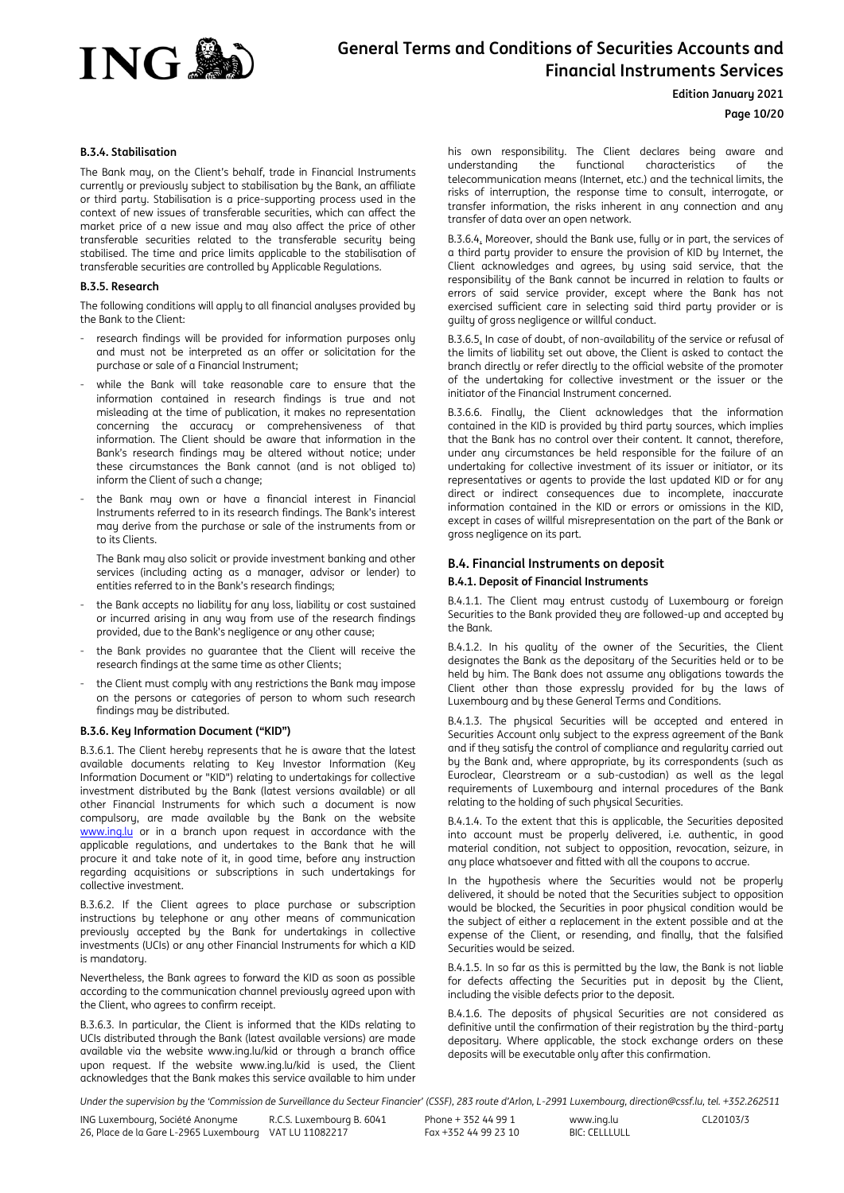#### B.3.4. Stabilisation

The Bank may, on the Client's behalf, trade in Financial Instruments currently or previously subject to stabilisation by the Bank, an affiliate or third party. Stabilisation is a price-supporting process used in the context of new issues of transferable securities, which can affect the market price of a new issue and may also affect the price of other transferable securities related to the transferable security being stabilised. The time and price limits applicable to the stabilisation of transferable securities are controlled by Applicable Regulations.

#### B.3.5. Research

The following conditions will apply to all financial analyses provided by the Bank to the Client:

- research findings will be provided for information purposes only and must not be interpreted as an offer or solicitation for the purchase or sale of a Financial Instrument;
- while the Bank will take reasonable care to ensure that the information contained in research findings is true and not misleading at the time of publication, it makes no representation concerning the accuracy or comprehensiveness of that information. The Client should be aware that information in the Bank's research findings may be altered without notice; under these circumstances the Bank cannot (and is not obliged to) inform the Client of such a change;
- the Bank may own or have a financial interest in Financial Instruments referred to in its research findings. The Bank's interest may derive from the purchase or sale of the instruments from or to its Clients.

  The Bank may also solicit or provide investment banking and other services (including acting as a manager, advisor or lender) to entities referred to in the Bank's research findings;
- the Bank accepts no liability for any loss, liability or cost sustained or incurred arising in any way from use of the research findings provided, due to the Bank's negligence or any other cause;
- the Bank provides no guarantee that the Client will receive the research findings at the same time as other Clients;
- the Client must comply with any restrictions the Bank may impose on the persons or categories of person to whom such research findings may be distributed.

#### B.3.6. Key Information Document ("KID")

B.3.6.1. The Client hereby represents that he is aware that the latest available documents relating to Key Investor Information (Key Information Document or "KID") relating to undertakings for collective investment distributed by the Bank (latest versions available) or all other Financial Instruments for which such a document is now compulsory, are made available by the Bank on the website www.ing.lu or in a branch upon request in accordance with the applicable regulations, and undertakes to the Bank that he will procure it and take note of it, in good time, before any instruction regarding acquisitions or subscriptions in such undertakings for collective investment.

B.3.6.2. If the Client agrees to place purchase or subscription instructions by telephone or any other means of communication previously accepted by the Bank for undertakings in collective investments (UCIs) or any other Financial Instruments for which a KID is mandatory.

Nevertheless, the Bank agrees to forward the KID as soon as possible according to the communication channel previously agreed upon with the Client, who agrees to confirm receipt.

B.3.6.3. In particular, the Client is informed that the KIDs relating to UCIs distributed through the Bank (latest available versions) are made available via the website www.ing.lu/kid or through a branch office upon request. If the website www.ing.lu/kid is used, the Client acknowledges that the Bank makes this service available to him under his own responsibility. The Client declares being aware and understanding the functional characteristics of the telecommunication means (Internet, etc.) and the technical limits, the risks of interruption, the response time to consult, interrogate, or transfer information, the risks inherent in any connection and any transfer of data over an open network.

B.3.6.4. Moreover, should the Bank use, fully or in part, the services of a third party provider to ensure the provision of KID by Internet, the Client acknowledges and agrees, by using said service, that the responsibility of the Bank cannot be incurred in relation to faults or errors of said service provider, except where the Bank has not exercised sufficient care in selecting said third party provider or is guilty of gross negligence or willful conduct.

B.3.6.5. In case of doubt, of non-availability of the service or refusal of the limits of liability set out above, the Client is asked to contact the branch directly or refer directly to the official website of the promoter of the undertaking for collective investment or the issuer or the initiator of the Financial Instrument concerned.

B.3.6.6. Finally, the Client acknowledges that the information contained in the KID is provided by third party sources, which implies that the Bank has no control over their content. It cannot, therefore, under any circumstances be held responsible for the failure of an undertaking for collective investment of its issuer or initiator, or its representatives or agents to provide the last updated KID or for any direct or indirect consequences due to incomplete, inaccurate information contained in the KID or errors or omissions in the KID, except in cases of willful misrepresentation on the part of the Bank or gross negligence on its part.

### B.4. Financial Instruments on deposit

#### B.4.1. Deposit of Financial Instruments

B.4.1.1. The Client may entrust custody of Luxembourg or foreign Securities to the Bank provided they are followed-up and accepted by the Bank.

B.4.1.2. In his quality of the owner of the Securities, the Client designates the Bank as the depositary of the Securities held or to be held by him. The Bank does not assume any obligations towards the Client other than those expressly provided for by the laws of Luxembourg and by these General Terms and Conditions.

B.4.1.3. The physical Securities will be accepted and entered in Securities Account only subject to the express agreement of the Bank and if they satisfy the control of compliance and regularity carried out by the Bank and, where appropriate, by its correspondents (such as Euroclear, Clearstream or a sub-custodian) as well as the legal requirements of Luxembourg and internal procedures of the Bank relating to the holding of such physical Securities.

B.4.1.4. To the extent that this is applicable, the Securities deposited into account must be properly delivered, i.e. authentic, in good material condition, not subject to opposition, revocation, seizure, in any place whatsoever and fitted with all the coupons to accrue.

In the hypothesis where the Securities would not be properly delivered, it should be noted that the Securities subject to opposition would be blocked, the Securities in poor physical condition would be the subject of either a replacement in the extent possible and at the expense of the Client, or resending, and finally, that the falsified Securities would be seized.

B.4.1.5. In so far as this is permitted by the law, the Bank is not liable for defects affecting the Securities put in deposit by the Client, including the visible defects prior to the deposit.

B.4.1.6. The deposits of physical Securities are not considered as definitive until the confirmation of their registration by the third-party depositary. Where applicable, the stock exchange orders on these deposits will be executable only after this confirmation.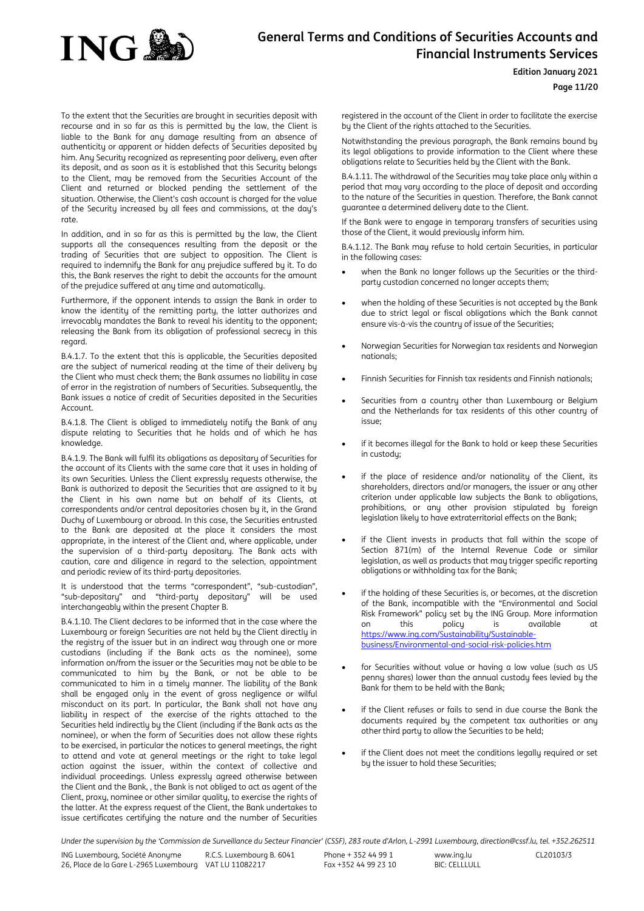To the extent that the Securities are brought in securities deposit with recourse and in so far as this is permitted by the law, the Client is liable to the Bank for any damage resulting from an absence of authenticity or apparent or hidden defects of Securities deposited by him. Any Security recognized as representing poor delivery, even after its deposit, and as soon as it is established that this Security belongs to the Client, may be removed from the Securities Account of the Client and returned or blocked pending the settlement of the situation. Otherwise, the Client's cash account is charged for the value of the Security increased by all fees and commissions, at the day's rate.

In addition, and in so far as this is permitted by the law, the Client supports all the consequences resulting from the deposit or the trading of Securities that are subject to opposition. The Client is required to indemnify the Bank for any prejudice suffered by it. To do this, the Bank reserves the right to debit the accounts for the amount of the prejudice suffered at any time and automatically.

Furthermore, if the opponent intends to assign the Bank in order to know the identity of the remitting party, the latter authorizes and irrevocably mandates the Bank to reveal his identity to the opponent; releasing the Bank from its obligation of professional secrecy in this regard.

B.4.1.7. To the extent that this is applicable, the Securities deposited are the subject of numerical reading at the time of their delivery by the Client who must check them; the Bank assumes no liability in case of error in the registration of numbers of Securities. Subsequently, the Bank issues a notice of credit of Securities deposited in the Securities Account.

B.4.1.8. The Client is obliged to immediately notify the Bank of any dispute relating to Securities that he holds and of which he has knowledge.

B.4.1.9. The Bank will fulfil its obligations as depositary of Securities for the account of its Clients with the same care that it uses in holding of its own Securities. Unless the Client expressly requests otherwise, the Bank is authorized to deposit the Securities that are assigned to it by the Client in his own name but on behalf of its Clients, at correspondents and/or central depositories chosen by it, in the Grand Duchy of Luxembourg or abroad. In this case, the Securities entrusted to the Bank are deposited at the place it considers the most appropriate, in the interest of the Client and, where applicable, under the supervision of a third-party depositary. The Bank acts with caution, care and diligence in regard to the selection, appointment and periodic review of its third-party depositories.

It is understood that the terms "correspondent", "sub-custodian", "sub-depositary" and "third-party depositary" will be used interchangeably within the present Chapter B.

B.4.1.10. The Client declares to be informed that in the case where the Luxembourg or foreign Securities are not held by the Client directly in the registry of the issuer but in an indirect way through one or more custodians (including if the Bank acts as the nominee), some information on/from the issuer or the Securities may not be able to be communicated to him by the Bank, or not be able to be communicated to him in a timely manner. The liability of the Bank shall be engaged only in the event of gross negligence or wilful misconduct on its part. In particular, the Bank shall not have any liability in respect of the exercise of the rights attached to the Securities held indirectly by the Client (including if the Bank acts as the nominee), or when the form of Securities does not allow these rights to be exercised, in particular the notices to general meetings, the right to attend and vote at general meetings or the right to take legal action against the issuer, within the context of collective and individual proceedings. Unless expressly agreed otherwise between the Client and the Bank, , the Bank is not obliged to act as agent of the Client, proxy, nominee or other similar quality, to exercise the rights of the latter. At the express request of the Client, the Bank undertakes to issue certificates certifying the nature and the number of Securities registered in the account of the Client in order to facilitate the exercise by the Client of the rights attached to the Securities.

Notwithstanding the previous paragraph, the Bank remains bound by its legal obligations to provide information to the Client where these obligations relate to Securities held by the Client with the Bank.

B.4.1.11. The withdrawal of the Securities may take place only within a period that may vary according to the place of deposit and according to the nature of the Securities in question. Therefore, the Bank cannot guarantee a determined delivery date to the Client.

If the Bank were to engage in temporary transfers of securities using those of the Client, it would previously inform him.

B.4.1.12. The Bank may refuse to hold certain Securities, in particular in the following cases:

- when the Bank no longer follows up the Securities or the third-party custodian concerned no longer accepts them;
- when the holding of these Securities is not accepted by the Bank due to strict legal or fiscal obligations which the Bank cannot ensure vis-à-vis the country of issue of the Securities;
- Norwegian Securities for Norwegian tax residents and Norwegian nationals;
- Finnish Securities for Finnish tax residents and Finnish nationals;
- Securities from a country other than Luxembourg or Belgium and the Netherlands for tax residents of this other country of issue;
- if it becomes illegal for the Bank to hold or keep these Securities in custody;
- if the place of residence and/or nationality of the Client, its shareholders, directors and/or managers, the issuer or any other criterion under applicable law subjects the Bank to obligations, prohibitions, or any other provision stipulated by foreign legislation likely to have extraterritorial effects on the Bank;
- if the Client invests in products that fall within the scope of Section 871(m) of the Internal Revenue Code or similar legislation, as well as products that may trigger specific reporting obligations or withholding tax for the Bank;
- if the holding of these Securities is, or becomes, at the discretion of the Bank, incompatible with the "Environmental and Social Risk Framework" policy set by the ING Group. More information on this policy is available at https://www.ing.com/Sustainability/Sustainable-business/Environmental-and-social-risk-policies.htm
- for Securities without value or having a low value (such as US penny shares) lower than the annual custody fees levied by the Bank for them to be held with the Bank;
- if the Client refuses or fails to send in due course the Bank the documents required by the competent tax authorities or any other third party to allow the Securities to be held;
- if the Client does not meet the conditions legally required or set by the issuer to hold these Securities;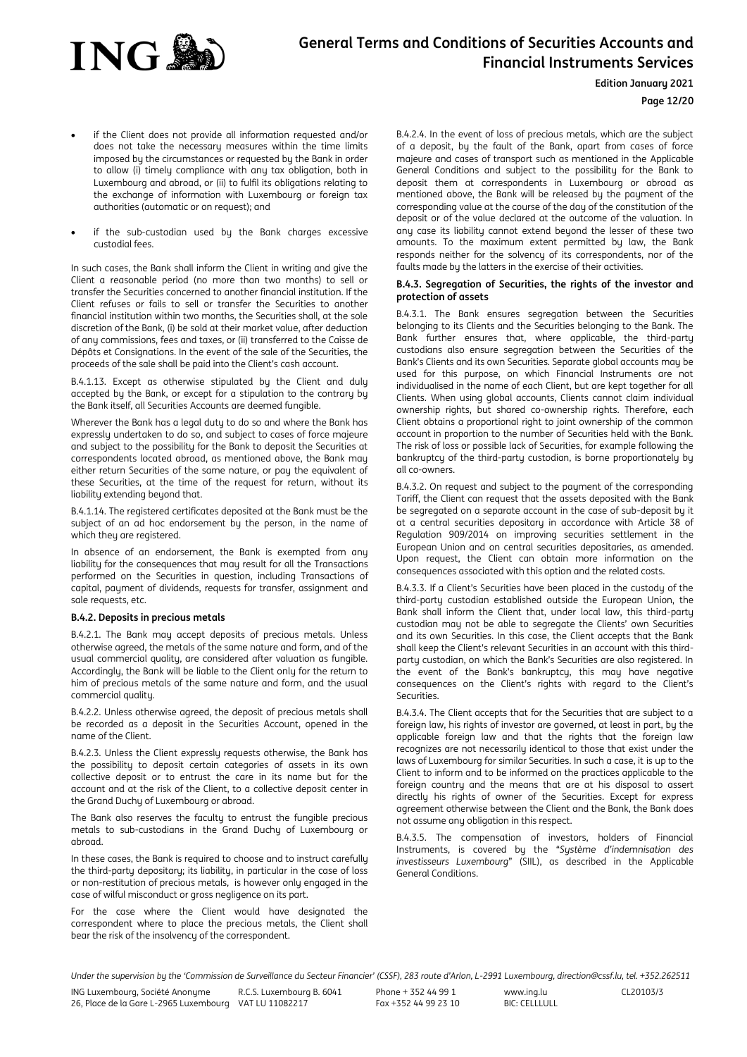- if the Client does not provide all information requested and/or does not take the necessary measures within the time limits imposed by the circumstances or requested by the Bank in order to allow (i) timely compliance with any tax obligation, both in Luxembourg and abroad, or (ii) to fulfil its obligations relating to the exchange of information with Luxembourg or foreign tax authorities (automatic or on request); and
- if the sub-custodian used by the Bank charges excessive custodial fees.

In such cases, the Bank shall inform the Client in writing and give the Client a reasonable period (no more than two months) to sell or transfer the Securities concerned to another financial institution. If the Client refuses or fails to sell or transfer the Securities to another financial institution within two months, the Securities shall, at the sole discretion of the Bank, (i) be sold at their market value, after deduction of any commissions, fees and taxes, or (ii) transferred to the Caisse de Dépôts et Consignations. In the event of the sale of the Securities, the proceeds of the sale shall be paid into the Client's cash account.

B.4.1.13. Except as otherwise stipulated by the Client and duly accepted by the Bank, or except for a stipulation to the contrary by the Bank itself, all Securities Accounts are deemed fungible.

Wherever the Bank has a legal duty to do so and where the Bank has expressly undertaken to do so, and subject to cases of force majeure and subject to the possibility for the Bank to deposit the Securities at correspondents located abroad, as mentioned above, the Bank may either return Securities of the same nature, or pay the equivalent of these Securities, at the time of the request for return, without its liability extending beyond that.

B.4.1.14. The registered certificates deposited at the Bank must be the subject of an ad hoc endorsement by the person, in the name of which they are registered.

In absence of an endorsement, the Bank is exempted from any liability for the consequences that may result for all the Transactions performed on the Securities in question, including Transactions of capital, payment of dividends, requests for transfer, assignment and sale requests, etc.

### B.4.2. Deposits in precious metals

B.4.2.1. The Bank may accept deposits of precious metals. Unless otherwise agreed, the metals of the same nature and form, and of the usual commercial quality, are considered after valuation as fungible. Accordingly, the Bank will be liable to the Client only for the return to him of precious metals of the same nature and form, and the usual commercial quality.

B.4.2.2. Unless otherwise agreed, the deposit of precious metals shall be recorded as a deposit in the Securities Account, opened in the name of the Client.

B.4.2.3. Unless the Client expressly requests otherwise, the Bank has the possibility to deposit certain categories of assets in its own collective deposit or to entrust the care in its name but for the account and at the risk of the Client, to a collective deposit center in the Grand Duchy of Luxembourg or abroad.

The Bank also reserves the faculty to entrust the fungible precious metals to sub-custodians in the Grand Duchy of Luxembourg or abroad.

In these cases, the Bank is required to choose and to instruct carefully the third-party depositary; its liability, in particular in the case of loss or non-restitution of precious metals, is however only engaged in the case of wilful misconduct or gross negligence on its part.

For the case where the Client would have designated the correspondent where to place the precious metals, the Client shall bear the risk of the insolvency of the correspondent.

B.4.2.4. In the event of loss of precious metals, which are the subject of a deposit, by the fault of the Bank, apart from cases of force majeure and cases of transport such as mentioned in the Applicable General Conditions and subject to the possibility for the Bank to deposit them at correspondents in Luxembourg or abroad as mentioned above, the Bank will be released by the payment of the corresponding value at the course of the day of the constitution of the deposit or of the value declared at the outcome of the valuation. In any case its liability cannot extend beyond the lesser of these two amounts. To the maximum extent permitted by law, the Bank responds neither for the solvency of its correspondents, nor of the faults made by the latters in the exercise of their activities.

### B.4.3. Segregation of Securities, the rights of the investor and protection of assets

B.4.3.1. The Bank ensures segregation between the Securities belonging to its Clients and the Securities belonging to the Bank. The Bank further ensures that, where applicable, the third-party custodians also ensure segregation between the Securities of the Bank's Clients and its own Securities. Separate global accounts may be used for this purpose, on which Financial Instruments are not individualised in the name of each Client, but are kept together for all Clients. When using global accounts, Clients cannot claim individual ownership rights, but shared co-ownership rights. Therefore, each Client obtains a proportional right to joint ownership of the common account in proportion to the number of Securities held with the Bank. The risk of loss or possible lack of Securities, for example following the bankruptcy of the third-party custodian, is borne proportionately by all co-owners.

B.4.3.2. On request and subject to the payment of the corresponding Tariff, the Client can request that the assets deposited with the Bank be segregated on a separate account in the case of sub-deposit by it at a central securities depositary in accordance with Article 38 of Regulation 909/2014 on improving securities settlement in the European Union and on central securities depositaries, as amended. Upon request, the Client can obtain more information on the consequences associated with this option and the related costs.

B.4.3.3. If a Client's Securities have been placed in the custody of the third-party custodian established outside the European Union, the Bank shall inform the Client that, under local law, this third-party custodian may not be able to segregate the Clients' own Securities and its own Securities. In this case, the Client accepts that the Bank shall keep the Client's relevant Securities in an account with this third-party custodian, on which the Bank's Securities are also registered. In the event of the Bank's bankruptcy, this may have negative consequences on the Client's rights with regard to the Client's Securities.

B.4.3.4. The Client accepts that for the Securities that are subject to a foreign law, his rights of investor are governed, at least in part, by the applicable foreign law and that the rights that the foreign law recognizes are not necessarily identical to those that exist under the laws of Luxembourg for similar Securities. In such a case, it is up to the Client to inform and to be informed on the practices applicable to the foreign country and the means that are at his disposal to assert directly his rights of owner of the Securities. Except for express agreement otherwise between the Client and the Bank, the Bank does not assume any obligation in this respect.

B.4.3.5. The compensation of investors, holders of Financial Instruments, is covered by the "*Système d'indemnisation des investisseurs Luxembourg*" (SIIL), as described in the Applicable General Conditions.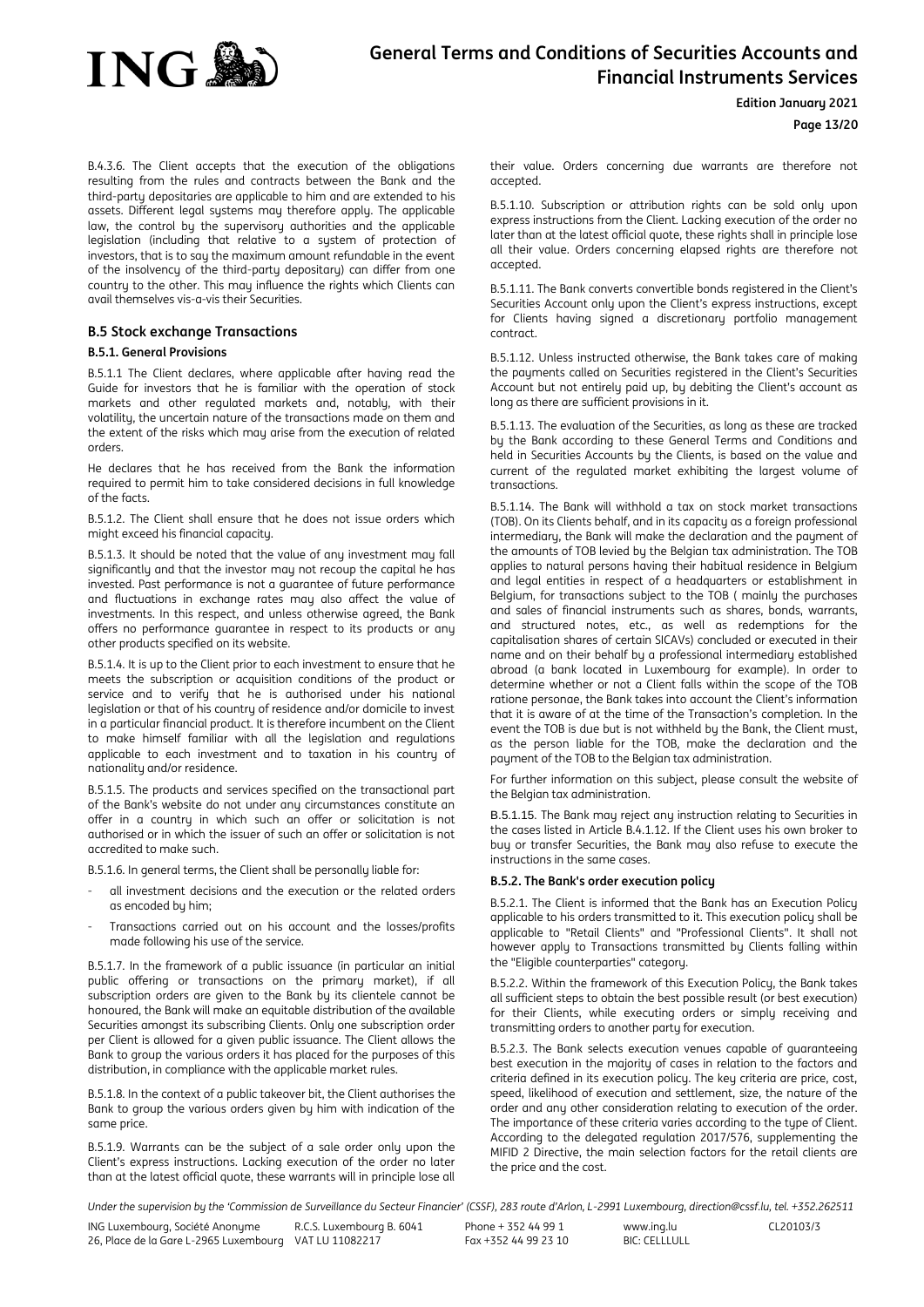B.4.3.6. The Client accepts that the execution of the obligations resulting from the rules and contracts between the Bank and the third-party depositaries are applicable to him and are extended to his assets. Different legal systems may therefore apply. The applicable law, the control by the supervisory authorities and the applicable legislation (including that relative to a system of protection of investors, that is to say the maximum amount refundable in the event of the insolvency of the third-party depositary) can differ from one country to the other. This may influence the rights which Clients can avail themselves vis-a-vis their Securities.

## B.5 Stock exchange Transactions

### B.5.1. General Provisions

B.5.1.1 The Client declares, where applicable after having read the Guide for investors that he is familiar with the operation of stock markets and other regulated markets and, notably, with their volatility, the uncertain nature of the transactions made on them and the extent of the risks which may arise from the execution of related orders.

He declares that he has received from the Bank the information required to permit him to take considered decisions in full knowledge of the facts.

B.5.1.2. The Client shall ensure that he does not issue orders which might exceed his financial capacity.

B.5.1.3. It should be noted that the value of any investment may fall significantly and that the investor may not recoup the capital he has invested. Past performance is not a guarantee of future performance and fluctuations in exchange rates may also affect the value of investments. In this respect, and unless otherwise agreed, the Bank offers no performance guarantee in respect to its products or any other products specified on its website.

B.5.1.4. It is up to the Client prior to each investment to ensure that he meets the subscription or acquisition conditions of the product or service and to verify that he is authorised under his national legislation or that of his country of residence and/or domicile to invest in a particular financial product. It is therefore incumbent on the Client to make himself familiar with all the legislation and regulations applicable to each investment and to taxation in his country of nationality and/or residence.

B.5.1.5. The products and services specified on the transactional part of the Bank's website do not under any circumstances constitute an offer in a country in which such an offer or solicitation is not authorised or in which the issuer of such an offer or solicitation is not accredited to make such.

B.5.1.6. In general terms, the Client shall be personally liable for:

- all investment decisions and the execution or the related orders as encoded by him;
- Transactions carried out on his account and the losses/profits made following his use of the service.

B.5.1.7. In the framework of a public issuance (in particular an initial public offering or transactions on the primary market), if all subscription orders are given to the Bank by its clientele cannot be honoured, the Bank will make an equitable distribution of the available Securities amongst its subscribing Clients. Only one subscription order per Client is allowed for a given public issuance. The Client allows the Bank to group the various orders it has placed for the purposes of this distribution, in compliance with the applicable market rules.

B.5.1.8. In the context of a public takeover bit, the Client authorises the Bank to group the various orders given by him with indication of the same price.

B.5.1.9. Warrants can be the subject of a sale order only upon the Client's express instructions. Lacking execution of the order no later than at the latest official quote, these warrants will in principle lose all their value. Orders concerning due warrants are therefore not accepted.

B.5.1.10. Subscription or attribution rights can be sold only upon express instructions from the Client. Lacking execution of the order no later than at the latest official quote, these rights shall in principle lose all their value. Orders concerning elapsed rights are therefore not accepted.

B.5.1.11. The Bank converts convertible bonds registered in the Client's Securities Account only upon the Client's express instructions, except for Clients having signed a discretionary portfolio management contract.

B.5.1.12. Unless instructed otherwise, the Bank takes care of making the payments called on Securities registered in the Client's Securities Account but not entirely paid up, by debiting the Client's account as long as there are sufficient provisions in it.

B.5.1.13. The evaluation of the Securities, as long as these are tracked by the Bank according to these General Terms and Conditions and held in Securities Accounts by the Clients, is based on the value and current of the regulated market exhibiting the largest volume of transactions.

B.5.1.14. The Bank will withhold a tax on stock market transactions (TOB). On its Clients behalf, and in its capacity as a foreign professional intermediary, the Bank will make the declaration and the payment of the amounts of TOB levied by the Belgian tax administration. The TOB applies to natural persons having their habitual residence in Belgium and legal entities in respect of a headquarters or establishment in Belgium, for transactions subject to the TOB ( mainly the purchases and sales of financial instruments such as shares, bonds, warrants, and structured notes, etc., as well as redemptions for the capitalisation shares of certain SICAVs) concluded or executed in their name and on their behalf by a professional intermediary established abroad (a bank located in Luxembourg for example). In order to determine whether or not a Client falls within the scope of the TOB ratione personae, the Bank takes into account the Client's information that it is aware of at the time of the Transaction's completion. In the event the TOB is due but is not withheld by the Bank, the Client must, as the person liable for the TOB, make the declaration and the payment of the TOB to the Belgian tax administration.

For further information on this subject, please consult the website of the Belgian tax administration.

B.5.1.15. The Bank may reject any instruction relating to Securities in the cases listed in Article B.4.1.12. If the Client uses his own broker to buy or transfer Securities, the Bank may also refuse to execute the instructions in the same cases.

### B.5.2. The Bank's order execution policy

B.5.2.1. The Client is informed that the Bank has an Execution Policy applicable to his orders transmitted to it. This execution policy shall be applicable to "Retail Clients" and "Professional Clients". It shall not however apply to Transactions transmitted by Clients falling within the "Eligible counterparties" category.

B.5.2.2. Within the framework of this Execution Policy, the Bank takes all sufficient steps to obtain the best possible result (or best execution) for their Clients, while executing orders or simply receiving and transmitting orders to another party for execution.

B.5.2.3. The Bank selects execution venues capable of guaranteeing best execution in the majority of cases in relation to the factors and criteria defined in its execution policy. The key criteria are price, cost, speed, likelihood of execution and settlement, size, the nature of the order and any other consideration relating to execution of the order. The importance of these criteria varies according to the type of Client. According to the delegated regulation 2017/576, supplementing the MIFID 2 Directive, the main selection factors for the retail clients are the price and the cost.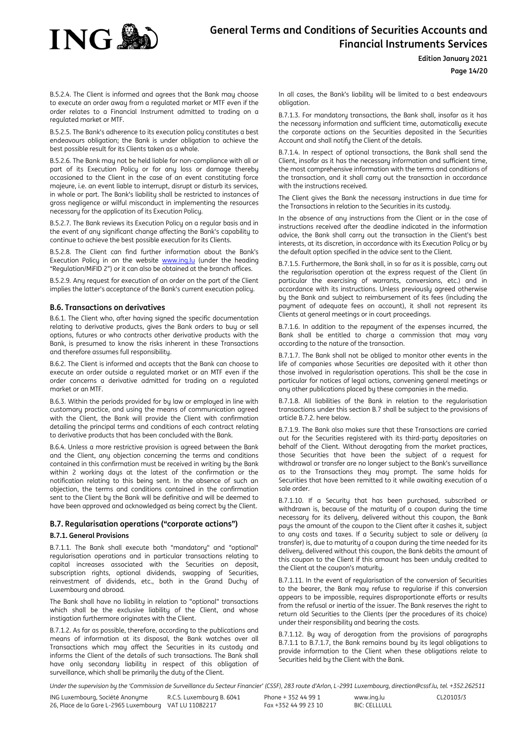B.5.2.4. The Client is informed and agrees that the Bank may choose to execute an order away from a regulated market or MTF even if the order relates to a Financial Instrument admitted to trading on a regulated market or MTF.

B.5.2.5. The Bank's adherence to its execution policy constitutes a best endeavours obligation; the Bank is under obligation to achieve the best possible result for its Clients taken as a whole.

B.5.2.6. The Bank may not be held liable for non-compliance with all or part of its Execution Policy or for any loss or damage thereby occasioned to the Client in the case of an event constituting force majeure, i.e. an event liable to interrupt, disrupt or disturb its services, in whole or part. The Bank's liability shall be restricted to instances of gross negligence or wilful misconduct in implementing the resources necessary for the application of its Execution Policy.

B.5.2.7. The Bank reviews its Execution Policy on a regular basis and in the event of any significant change affecting the Bank's capability to continue to achieve the best possible execution for its Clients.

B.5.2.8. The Client can find further information about the Bank's Execution Policy in on the website www.ing.lu (under the heading "Regulation/MiFID 2") or it can also be obtained at the branch offices.

B.5.2.9. Any request for execution of an order on the part of the Client implies the latter's acceptance of the Bank's current execution policy.

## B.6. Transactions on derivatives

B.6.1. The Client who, after having signed the specific documentation relating to derivative products, gives the Bank orders to buy or sell options, futures or who contracts other derivative products with the Bank, is presumed to know the risks inherent in these Transactions and therefore assumes full responsibility.

B.6.2. The Client is informed and accepts that the Bank can choose to execute an order outside a regulated market or an MTF even if the order concerns a derivative admitted for trading on a regulated market or an MTF.

B.6.3. Within the periods provided for by law or employed in line with customary practice, and using the means of communication agreed with the Client, the Bank will provide the Client with confirmation detailing the principal terms and conditions of each contract relating to derivative products that has been concluded with the Bank.

B.6.4. Unless a more restrictive provision is agreed between the Bank and the Client, any objection concerning the terms and conditions contained in this confirmation must be received in writing by the Bank within 2 working days at the latest of the confirmation or the notification relating to this being sent. In the absence of such an objection, the terms and conditions contained in the confirmation sent to the Client by the Bank will be definitive and will be deemed to have been approved and acknowledged as being correct by the Client.

## B.7. Regularisation operations ("corporate actions")

### B.7.1. General Provisions

B.7.1.1. The Bank shall execute both "mandatory" and "optional" regularisation operations and in particular transactions relating to capital increases associated with the Securities on deposit, subscription rights, optional dividends, swapping of Securities, reinvestment of dividends, etc., both in the Grand Duchy of Luxembourg and abroad.

The Bank shall have no liability in relation to "optional" transactions which shall be the exclusive liability of the Client, and whose instigation furthermore originates with the Client.

B.7.1.2. As far as possible, therefore, according to the publications and means of information at its disposal, the Bank watches over all Transactions which may affect the Securities in its custody and informs the Client of the details of such transactions. The Bank shall have only secondary liability in respect of this obligation of surveillance, which shall be primarily the duty of the Client.

In all cases, the Bank's liability will be limited to a best endeavours obligation.

B.7.1.3. For mandatory transactions, the Bank shall, insofar as it has the necessary information and sufficient time, automatically execute the corporate actions on the Securities deposited in the Securities Account and shall notify the Client of the details.

B.7.1.4. In respect of optional transactions, the Bank shall send the Client, insofar as it has the necessary information and sufficient time, the most comprehensive information with the terms and conditions of the transaction, and it shall carry out the transaction in accordance with the instructions received.

The Client gives the Bank the necessary instructions in due time for the Transactions in relation to the Securities in its custody.

In the absence of any instructions from the Client or in the case of instructions received after the deadline indicated in the information advice, the Bank shall carry out the transaction in the Client's best interests, at its discretion, in accordance with its Execution Policy or by the default option specified in the advice sent to the Client.

B.7.1.5. Furthermore, the Bank shall, in so far as it is possible, carry out the regularisation operation at the express request of the Client (in particular the exercising of warrants, conversions, etc.) and in accordance with its instructions. Unless previously agreed otherwise by the Bank and subject to reimbursement of its fees (including the payment of adequate fees on account), it shall not represent its Clients at general meetings or in court proceedings.

B.7.1.6. In addition to the repayment of the expenses incurred, the Bank shall be entitled to charge a commission that may vary according to the nature of the transaction.

B.7.1.7. The Bank shall not be obliged to monitor other events in the life of companies whose Securities are deposited with it other than those involved in regularisation operations. This shall be the case in particular for notices of legal actions, convening general meetings or any other publications placed by these companies in the media.

B.7.1.8. All liabilities of the Bank in relation to the regularisation transactions under this section B.7 shall be subject to the provisions of article B.7.2. here below.

B.7.1.9. The Bank also makes sure that these Transactions are carried out for the Securities registered with its third-party depositaries on behalf of the Client. Without derogating from the market practices, those Securities that have been the subject of a request for withdrawal or transfer are no longer subject to the Bank's surveillance as to the Transactions they may prompt. The same holds for Securities that have been remitted to it while awaiting execution of a sale order.

B.7.1.10. If a Security that has been purchased, subscribed or withdrawn is, because of the maturity of a coupon during the time necessary for its delivery, delivered without this coupon, the Bank pays the amount of the coupon to the Client after it cashes it, subject to any costs and taxes. If a Security subject to sale or delivery (a transfer) is, due to maturity of a coupon during the time needed for its delivery, delivered without this coupon, the Bank debits the amount of this coupon to the Client if this amount has been unduly credited to the Client at the coupon's maturity.

B.7.1.11. In the event of regularisation of the conversion of Securities to the bearer, the Bank may refuse to regularise if this conversion appears to be impossible, requires disproportionate efforts or results from the refusal or inertia of the issuer. The Bank reserves the right to return old Securities to the Clients (per the procedures of its choice) under their responsibility and bearing the costs.

B.7.1.12. By way of derogation from the provisions of paragraphs B.7.1.1 to B.7.1.7, the Bank remains bound by its legal obligations to provide information to the Client when these obligations relate to Securities held by the Client with the Bank.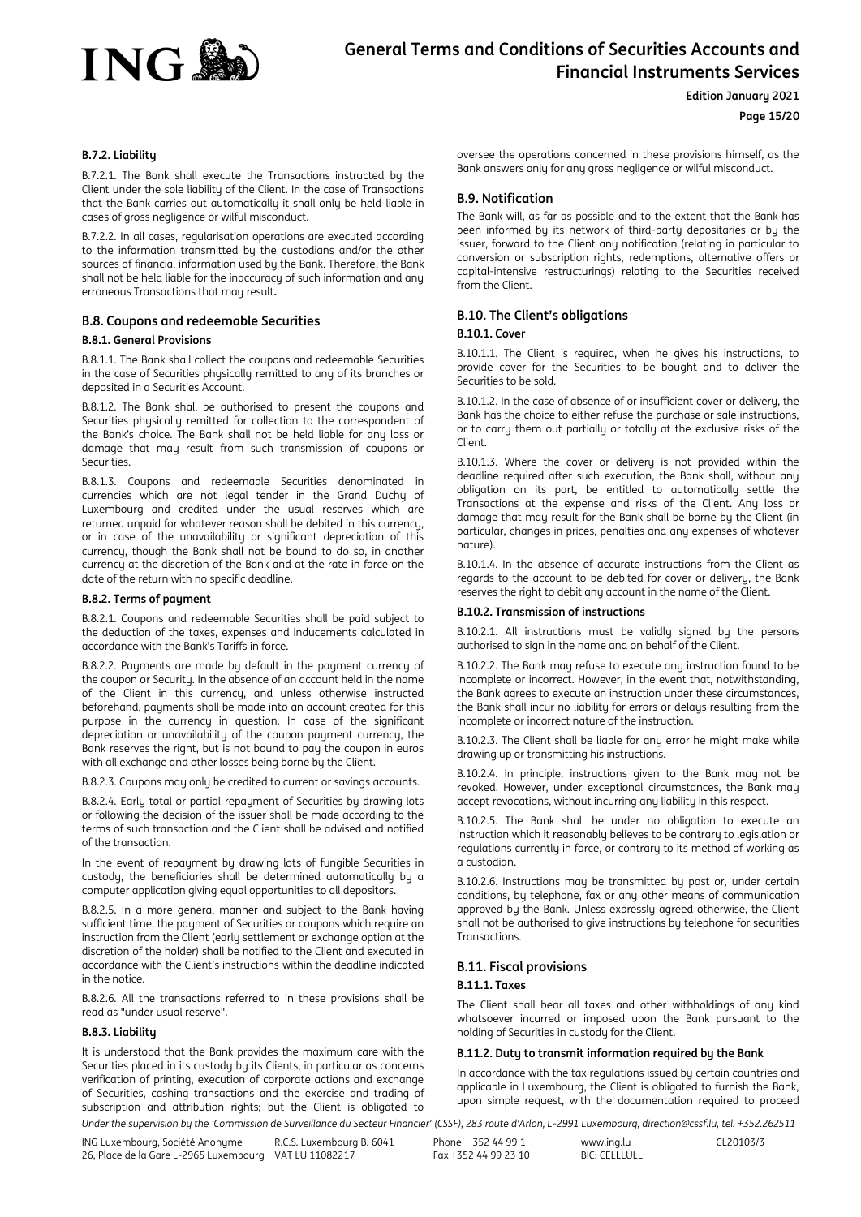#### B.7.2. Liability

B.7.2.1. The Bank shall execute the Transactions instructed by the Client under the sole liability of the Client. In the case of Transactions that the Bank carries out automatically it shall only be held liable in cases of gross negligence or wilful misconduct.

B.7.2.2. In all cases, regularisation operations are executed according to the information transmitted by the custodians and/or the other sources of financial information used by the Bank. Therefore, the Bank shall not be held liable for the inaccuracy of such information and any erroneous Transactions that may result**.**

### B.8. Coupons and redeemable Securities

#### B.8.1. General Provisions

B.8.1.1. The Bank shall collect the coupons and redeemable Securities in the case of Securities physically remitted to any of its branches or deposited in a Securities Account.

B.8.1.2. The Bank shall be authorised to present the coupons and Securities physically remitted for collection to the correspondent of the Bank's choice. The Bank shall not be held liable for any loss or damage that may result from such transmission of coupons or Securities.

B.8.1.3. Coupons and redeemable Securities denominated in currencies which are not legal tender in the Grand Duchy of Luxembourg and credited under the usual reserves which are returned unpaid for whatever reason shall be debited in this currency, or in case of the unavailability or significant depreciation of this currency, though the Bank shall not be bound to do so, in another currency at the discretion of the Bank and at the rate in force on the date of the return with no specific deadline.

#### B.8.2. Terms of payment

B.8.2.1. Coupons and redeemable Securities shall be paid subject to the deduction of the taxes, expenses and inducements calculated in accordance with the Bank's Tariffs in force.

B.8.2.2. Payments are made by default in the payment currency of the coupon or Security. In the absence of an account held in the name of the Client in this currency, and unless otherwise instructed beforehand, payments shall be made into an account created for this purpose in the currency in question. In case of the significant depreciation or unavailability of the coupon payment currency, the Bank reserves the right, but is not bound to pay the coupon in euros with all exchange and other losses being borne by the Client.

B.8.2.3. Coupons may only be credited to current or savings accounts.

B.8.2.4. Early total or partial repayment of Securities by drawing lots or following the decision of the issuer shall be made according to the terms of such transaction and the Client shall be advised and notified of the transaction.

In the event of repayment by drawing lots of fungible Securities in custody, the beneficiaries shall be determined automatically by a computer application giving equal opportunities to all depositors.

B.8.2.5. In a more general manner and subject to the Bank having sufficient time, the payment of Securities or coupons which require an instruction from the Client (early settlement or exchange option at the discretion of the holder) shall be notified to the Client and executed in accordance with the Client's instructions within the deadline indicated in the notice.

B.8.2.6. All the transactions referred to in these provisions shall be read as "under usual reserve".

#### B.8.3. Liability

It is understood that the Bank provides the maximum care with the Securities placed in its custody by its Clients, in particular as concerns verification of printing, execution of corporate actions and exchange of Securities, cashing transactions and the exercise and trading of subscription and attribution rights; but the Client is obligated to oversee the operations concerned in these provisions himself, as the Bank answers only for any gross negligence or wilful misconduct.

### B.9. Notification

The Bank will, as far as possible and to the extent that the Bank has been informed by its network of third-party depositaries or by the issuer, forward to the Client any notification (relating in particular to conversion or subscription rights, redemptions, alternative offers or capital-intensive restructurings) relating to the Securities received from the Client.

### B.10. The Client's obligations

#### B.10.1. Cover

B.10.1.1. The Client is required, when he gives his instructions, to provide cover for the Securities to be bought and to deliver the Securities to be sold.

B.10.1.2. In the case of absence of or insufficient cover or delivery, the Bank has the choice to either refuse the purchase or sale instructions, or to carry them out partially or totally at the exclusive risks of the Client.

B.10.1.3. Where the cover or delivery is not provided within the deadline required after such execution, the Bank shall, without any obligation on its part, be entitled to automatically settle the Transactions at the expense and risks of the Client. Any loss or damage that may result for the Bank shall be borne by the Client (in particular, changes in prices, penalties and any expenses of whatever nature).

B.10.1.4. In the absence of accurate instructions from the Client as regards to the account to be debited for cover or delivery, the Bank reserves the right to debit any account in the name of the Client.

#### B.10.2. Transmission of instructions

B.10.2.1. All instructions must be validly signed by the persons authorised to sign in the name and on behalf of the Client.

B.10.2.2. The Bank may refuse to execute any instruction found to be incomplete or incorrect. However, in the event that, notwithstanding, the Bank agrees to execute an instruction under these circumstances, the Bank shall incur no liability for errors or delays resulting from the incomplete or incorrect nature of the instruction.

B.10.2.3. The Client shall be liable for any error he might make while drawing up or transmitting his instructions.

B.10.2.4. In principle, instructions given to the Bank may not be revoked. However, under exceptional circumstances, the Bank may accept revocations, without incurring any liability in this respect.

B.10.2.5. The Bank shall be under no obligation to execute an instruction which it reasonably believes to be contrary to legislation or regulations currently in force, or contrary to its method of working as a custodian.

B.10.2.6. Instructions may be transmitted by post or, under certain conditions, by telephone, fax or any other means of communication approved by the Bank. Unless expressly agreed otherwise, the Client shall not be authorised to give instructions by telephone for securities Transactions.

### B.11. Fiscal provisions

#### B.11.1. Taxes

The Client shall bear all taxes and other withholdings of any kind whatsoever incurred or imposed upon the Bank pursuant to the holding of Securities in custody for the Client.

#### B.11.2. Duty to transmit information required by the Bank

In accordance with the tax regulations issued by certain countries and applicable in Luxembourg, the Client is obligated to furnish the Bank, upon simple request, with the documentation required to proceed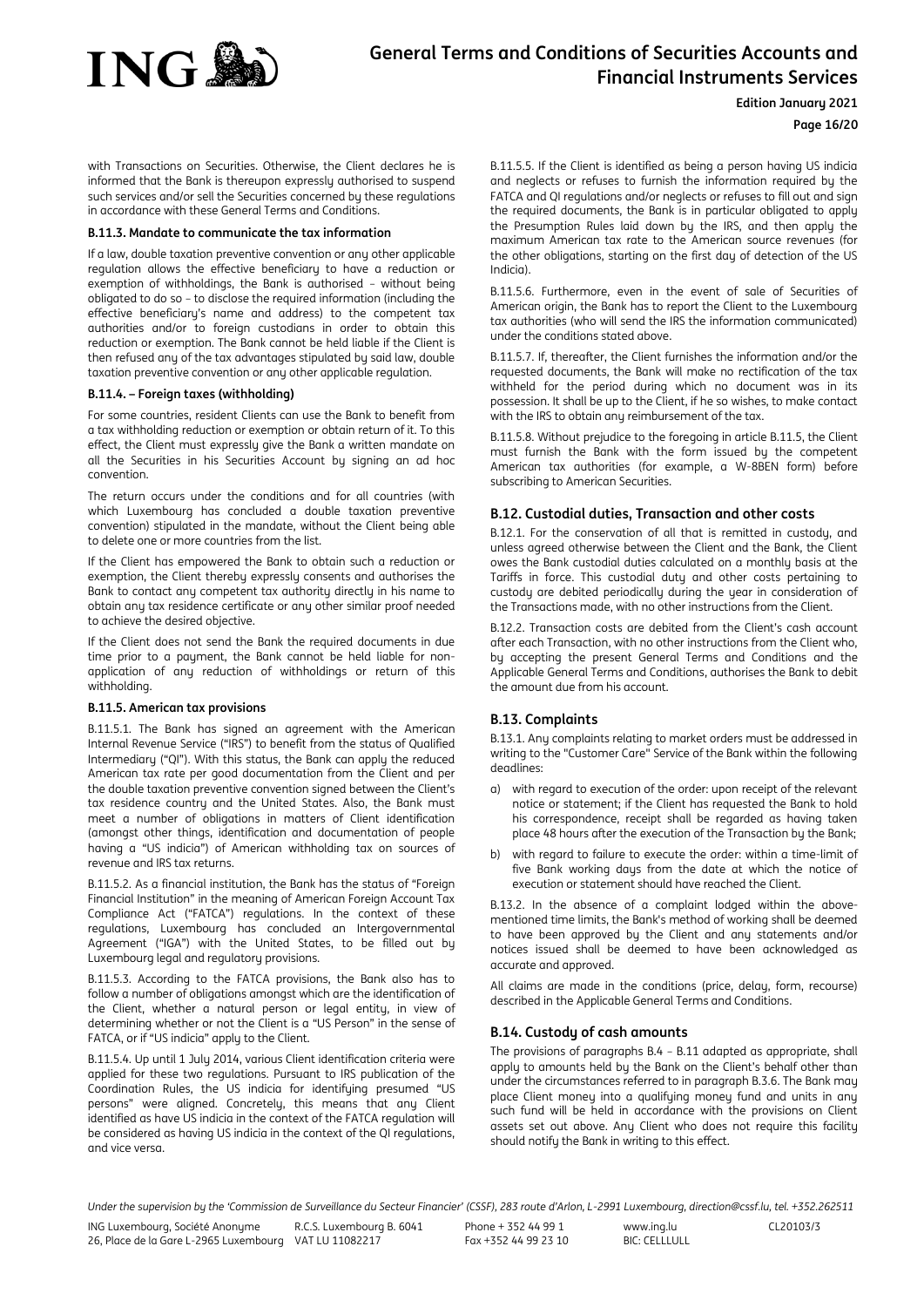with Transactions on Securities. Otherwise, the Client declares he is informed that the Bank is thereupon expressly authorised to suspend such services and/or sell the Securities concerned by these regulations in accordance with these General Terms and Conditions.

#### B.11.3. Mandate to communicate the tax information

If a law, double taxation preventive convention or any other applicable regulation allows the effective beneficiary to have a reduction or exemption of withholdings, the Bank is authorised – without being obligated to do so – to disclose the required information (including the effective beneficiary's name and address) to the competent tax authorities and/or to foreign custodians in order to obtain this reduction or exemption. The Bank cannot be held liable if the Client is then refused any of the tax advantages stipulated by said law, double taxation preventive convention or any other applicable regulation.

#### B.11.4. – Foreign taxes (withholding)

For some countries, resident Clients can use the Bank to benefit from a tax withholding reduction or exemption or obtain return of it. To this effect, the Client must expressly give the Bank a written mandate on all the Securities in his Securities Account by signing an ad hoc convention.

The return occurs under the conditions and for all countries (with which Luxembourg has concluded a double taxation preventive convention) stipulated in the mandate, without the Client being able to delete one or more countries from the list.

If the Client has empowered the Bank to obtain such a reduction or exemption, the Client thereby expressly consents and authorises the Bank to contact any competent tax authority directly in his name to obtain any tax residence certificate or any other similar proof needed to achieve the desired objective.

If the Client does not send the Bank the required documents in due time prior to a payment, the Bank cannot be held liable for non-application of any reduction of withholdings or return of this withholding.

#### B.11.5. American tax provisions

B.11.5.1. The Bank has signed an agreement with the American Internal Revenue Service ("IRS") to benefit from the status of Qualified Intermediary ("QI"). With this status, the Bank can apply the reduced American tax rate per good documentation from the Client and per the double taxation preventive convention signed between the Client's tax residence country and the United States. Also, the Bank must meet a number of obligations in matters of Client identification (amongst other things, identification and documentation of people having a "US indicia") of American withholding tax on sources of revenue and IRS tax returns.

B.11.5.2. As a financial institution, the Bank has the status of "Foreign Financial Institution" in the meaning of American Foreign Account Tax Compliance Act ("FATCA") regulations. In the context of these regulations, Luxembourg has concluded an Intergovernmental Agreement ("IGA") with the United States, to be filled out by Luxembourg legal and regulatory provisions.

B.11.5.3. According to the FATCA provisions, the Bank also has to follow a number of obligations amongst which are the identification of the Client, whether a natural person or legal entity, in view of determining whether or not the Client is a "US Person" in the sense of FATCA, or if "US indicia" apply to the Client.

B.11.5.4. Up until 1 July 2014, various Client identification criteria were applied for these two regulations. Pursuant to IRS publication of the Coordination Rules, the US indicia for identifying presumed "US persons" were aligned. Concretely, this means that any Client identified as have US indicia in the context of the FATCA regulation will be considered as having US indicia in the context of the QI regulations, and vice versa.

B.11.5.5. If the Client is identified as being a person having US indicia and neglects or refuses to furnish the information required by the FATCA and QI regulations and/or neglects or refuses to fill out and sign the required documents, the Bank is in particular obligated to apply the Presumption Rules laid down by the IRS, and then apply the maximum American tax rate to the American source revenues (for the other obligations, starting on the first day of detection of the US Indicia).

B.11.5.6. Furthermore, even in the event of sale of Securities of American origin, the Bank has to report the Client to the Luxembourg tax authorities (who will send the IRS the information communicated) under the conditions stated above.

B.11.5.7. If, thereafter, the Client furnishes the information and/or the requested documents, the Bank will make no rectification of the tax withheld for the period during which no document was in its possession. It shall be up to the Client, if he so wishes, to make contact with the IRS to obtain any reimbursement of the tax.

B.11.5.8. Without prejudice to the foregoing in article B.11.5, the Client must furnish the Bank with the form issued by the competent American tax authorities (for example, a W-8BEN form) before subscribing to American Securities.

### B.12. Custodial duties, Transaction and other costs

B.12.1. For the conservation of all that is remitted in custody, and unless agreed otherwise between the Client and the Bank, the Client owes the Bank custodial duties calculated on a monthly basis at the Tariffs in force. This custodial duty and other costs pertaining to custody are debited periodically during the year in consideration of the Transactions made, with no other instructions from the Client.

B.12.2. Transaction costs are debited from the Client's cash account after each Transaction, with no other instructions from the Client who, by accepting the present General Terms and Conditions and the Applicable General Terms and Conditions, authorises the Bank to debit the amount due from his account.

### B.13. Complaints

B.13.1. Any complaints relating to market orders must be addressed in writing to the "Customer Care" Service of the Bank within the following deadlines:

a) with regard to execution of the order: upon receipt of the relevant notice or statement; if the Client has requested the Bank to hold his correspondence, receipt shall be regarded as having taken place 48 hours after the execution of the Transaction by the Bank;

b) with regard to failure to execute the order: within a time-limit of five Bank working days from the date at which the notice of execution or statement should have reached the Client.

B.13.2. In the absence of a complaint lodged within the above-mentioned time limits, the Bank's method of working shall be deemed to have been approved by the Client and any statements and/or notices issued shall be deemed to have been acknowledged as accurate and approved.

All claims are made in the conditions (price, delay, form, recourse) described in the Applicable General Terms and Conditions.

### B.14. Custody of cash amounts

The provisions of paragraphs B.4 – B.11 adapted as appropriate, shall apply to amounts held by the Bank on the Client's behalf other than under the circumstances referred to in paragraph B.3.6. The Bank may place Client money into a qualifying money fund and units in any such fund will be held in accordance with the provisions on Client assets set out above. Any Client who does not require this facility should notify the Bank in writing to this effect.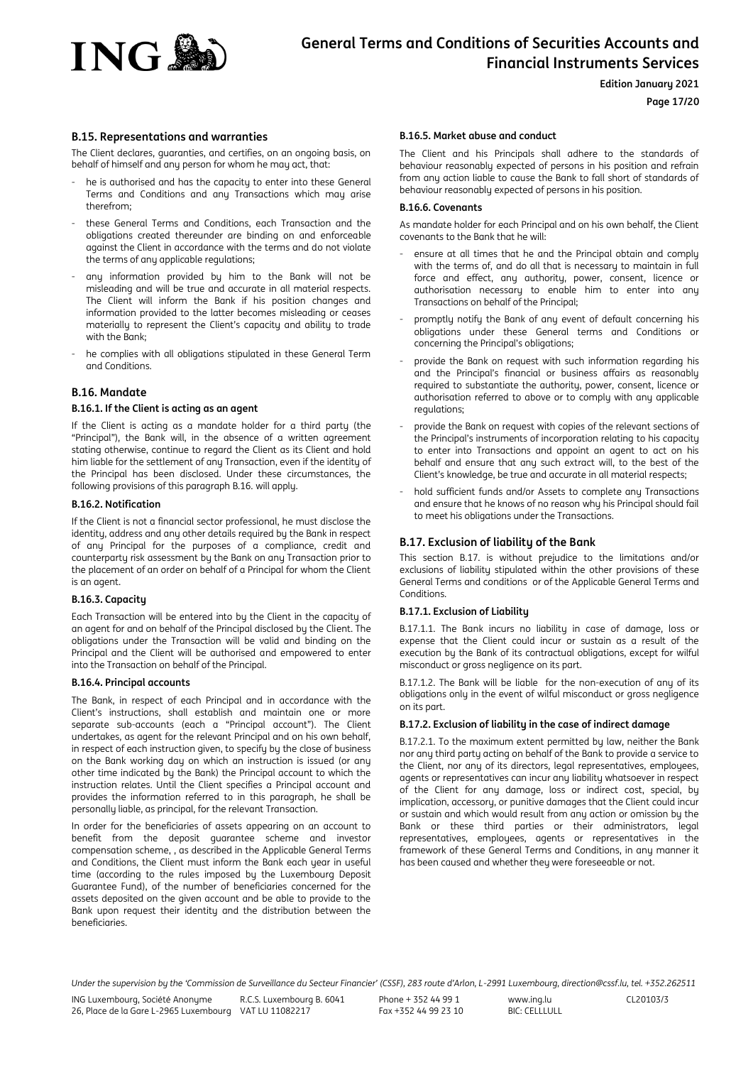## B.15. Representations and warranties

The Client declares, guaranties, and certifies, on an ongoing basis, on behalf of himself and any person for whom he may act, that:

- he is authorised and has the capacity to enter into these General Terms and Conditions and any Transactions which may arise therefrom;
- these General Terms and Conditions, each Transaction and the obligations created thereunder are binding on and enforceable against the Client in accordance with the terms and do not violate the terms of any applicable regulations;
- any information provided by him to the Bank will not be misleading and will be true and accurate in all material respects. The Client will inform the Bank if his position changes and information provided to the latter becomes misleading or ceases materially to represent the Client's capacity and ability to trade with the Bank;
- he complies with all obligations stipulated in these General Term and Conditions.

## B.16. Mandate

### B.16.1. If the Client is acting as an agent

If the Client is acting as a mandate holder for a third party (the "Principal"), the Bank will, in the absence of a written agreement stating otherwise, continue to regard the Client as its Client and hold him liable for the settlement of any Transaction, even if the identity of the Principal has been disclosed. Under these circumstances, the following provisions of this paragraph B.16. will apply.

### B.16.2. Notification

If the Client is not a financial sector professional, he must disclose the identity, address and any other details required by the Bank in respect of any Principal for the purposes of a compliance, credit and counterparty risk assessment by the Bank on any Transaction prior to the placement of an order on behalf of a Principal for whom the Client is an agent.

### B.16.3. Capacity

Each Transaction will be entered into by the Client in the capacity of an agent for and on behalf of the Principal disclosed by the Client. The obligations under the Transaction will be valid and binding on the Principal and the Client will be authorised and empowered to enter into the Transaction on behalf of the Principal.

### B.16.4. Principal accounts

The Bank, in respect of each Principal and in accordance with the Client's instructions, shall establish and maintain one or more separate sub-accounts (each a "Principal account"). The Client undertakes, as agent for the relevant Principal and on his own behalf, in respect of each instruction given, to specify by the close of business on the Bank working day on which an instruction is issued (or any other time indicated by the Bank) the Principal account to which the instruction relates. Until the Client specifies a Principal account and provides the information referred to in this paragraph, he shall be personally liable, as principal, for the relevant Transaction.

In order for the beneficiaries of assets appearing on an account to benefit from the deposit guarantee scheme and investor compensation scheme, , as described in the Applicable General Terms and Conditions, the Client must inform the Bank each year in useful time (according to the rules imposed by the Luxembourg Deposit Guarantee Fund), of the number of beneficiaries concerned for the assets deposited on the given account and be able to provide to the Bank upon request their identity and the distribution between the beneficiaries.

### B.16.5. Market abuse and conduct

The Client and his Principals shall adhere to the standards of behaviour reasonably expected of persons in his position and refrain from any action liable to cause the Bank to fall short of standards of behaviour reasonably expected of persons in his position.

### B.16.6. Covenants

As mandate holder for each Principal and on his own behalf, the Client covenants to the Bank that he will:

- ensure at all times that he and the Principal obtain and comply with the terms of, and do all that is necessary to maintain in full force and effect, any authority, power, consent, licence or authorisation necessary to enable him to enter into any Transactions on behalf of the Principal;
- promptly notify the Bank of any event of default concerning his obligations under these General terms and Conditions or concerning the Principal's obligations;
- provide the Bank on request with such information regarding his and the Principal's financial or business affairs as reasonably required to substantiate the authority, power, consent, licence or authorisation referred to above or to comply with any applicable regulations;
- provide the Bank on request with copies of the relevant sections of the Principal's instruments of incorporation relating to his capacity to enter into Transactions and appoint an agent to act on his behalf and ensure that any such extract will, to the best of the Client's knowledge, be true and accurate in all material respects;
- hold sufficient funds and/or Assets to complete any Transactions and ensure that he knows of no reason why his Principal should fail to meet his obligations under the Transactions.

## B.17. Exclusion of liability of the Bank

This section B.17. is without prejudice to the limitations and/or exclusions of liability stipulated within the other provisions of these General Terms and conditions or of the Applicable General Terms and Conditions.

### B.17.1. Exclusion of Liability

B.17.1.1. The Bank incurs no liability in case of damage, loss or expense that the Client could incur or sustain as a result of the execution by the Bank of its contractual obligations, except for wilful misconduct or gross negligence on its part.

B.17.1.2. The Bank will be liable for the non-execution of any of its obligations only in the event of wilful misconduct or gross negligence on its part.

### B.17.2. Exclusion of liability in the case of indirect damage

B.17.2.1. To the maximum extent permitted by law, neither the Bank nor any third party acting on behalf of the Bank to provide a service to the Client, nor any of its directors, legal representatives, employees, agents or representatives can incur any liability whatsoever in respect of the Client for any damage, loss or indirect cost, special, by implication, accessory, or punitive damages that the Client could incur or sustain and which would result from any action or omission by the Bank or these third parties or their administrators, legal representatives, employees, agents or representatives in the framework of these General Terms and Conditions, in any manner it has been caused and whether they were foreseeable or not.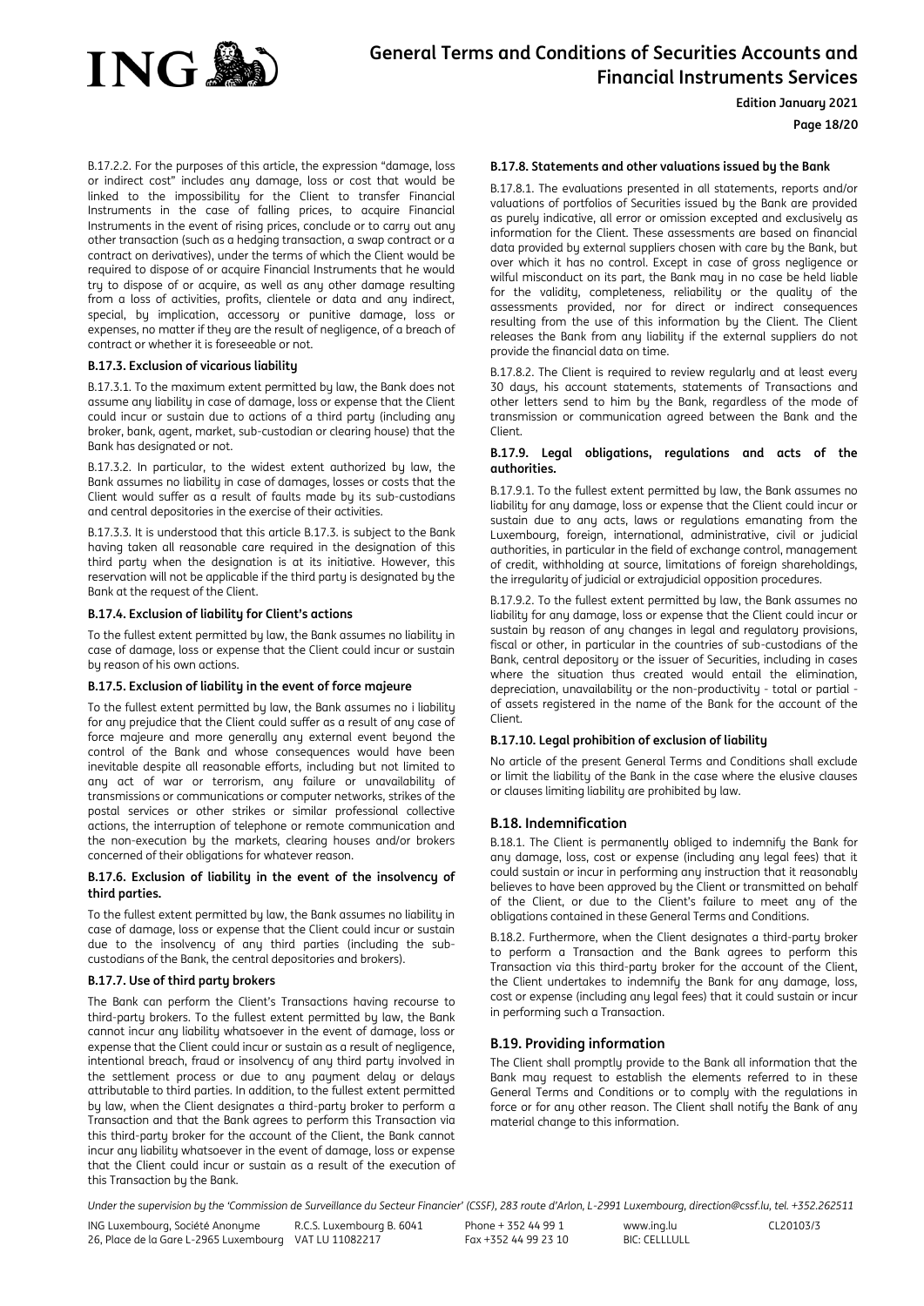B.17.2.2. For the purposes of this article, the expression "damage, loss or indirect cost" includes any damage, loss or cost that would be linked to the impossibility for the Client to transfer Financial Instruments in the case of falling prices, to acquire Financial Instruments in the event of rising prices, conclude or to carry out any other transaction (such as a hedging transaction, a swap contract or a contract on derivatives), under the terms of which the Client would be required to dispose of or acquire Financial Instruments that he would try to dispose of or acquire, as well as any other damage resulting from a loss of activities, profits, clientele or data and any indirect, special, by implication, accessory or punitive damage, loss or expenses, no matter if they are the result of negligence, of a breach of contract or whether it is foreseeable or not.

**B.17.3. Exclusion of vicarious liability**

B.17.3.1. To the maximum extent permitted by law, the Bank does not assume any liability in case of damage, loss or expense that the Client could incur or sustain due to actions of a third party (including any broker, bank, agent, market, sub-custodian or clearing house) that the Bank has designated or not.

B.17.3.2. In particular, to the widest extent authorized by law, the Bank assumes no liability in case of damages, losses or costs that the Client would suffer as a result of faults made by its sub-custodians and central depositories in the exercise of their activities.

B.17.3.3. It is understood that this article B.17.3. is subject to the Bank having taken all reasonable care required in the designation of this third party when the designation is at its initiative. However, this reservation will not be applicable if the third party is designated by the Bank at the request of the Client.

**B.17.4. Exclusion of liability for Client's actions**

To the fullest extent permitted by law, the Bank assumes no liability in case of damage, loss or expense that the Client could incur or sustain by reason of his own actions.

**B.17.5. Exclusion of liability in the event of force majeure**

To the fullest extent permitted by law, the Bank assumes no i liability for any prejudice that the Client could suffer as a result of any case of force majeure and more generally any external event beyond the control of the Bank and whose consequences would have been inevitable despite all reasonable efforts, including but not limited to any act of war or terrorism, any failure or unavailability of transmissions or communications or computer networks, strikes of the postal services or other strikes or similar professional collective actions, the interruption of telephone or remote communication and the non-execution by the markets, clearing houses and/or brokers concerned of their obligations for whatever reason.

**B.17.6. Exclusion of liability in the event of the insolvency of third parties.**

To the fullest extent permitted by law, the Bank assumes no liability in case of damage, loss or expense that the Client could incur or sustain due to the insolvency of any third parties (including the sub-custodians of the Bank, the central depositories and brokers).

**B.17.7. Use of third party brokers**

The Bank can perform the Client's Transactions having recourse to third-party brokers. To the fullest extent permitted by law, the Bank cannot incur any liability whatsoever in the event of damage, loss or expense that the Client could incur or sustain as a result of negligence, intentional breach, fraud or insolvency of any third party involved in the settlement process or due to any payment delay or delays attributable to third parties. In addition, to the fullest extent permitted by law, when the Client designates a third-party broker to perform a Transaction and that the Bank agrees to perform this Transaction via this third-party broker for the account of the Client, the Bank cannot incur any liability whatsoever in the event of damage, loss or expense that the Client could incur or sustain as a result of the execution of this Transaction by the Bank.

**B.17.8. Statements and other valuations issued by the Bank**

B.17.8.1. The evaluations presented in all statements, reports and/or valuations of portfolios of Securities issued by the Bank are provided as purely indicative, all error or omission excepted and exclusively as information for the Client. These assessments are based on financial data provided by external suppliers chosen with care by the Bank, but over which it has no control. Except in case of gross negligence or wilful misconduct on its part, the Bank may in no case be held liable for the validity, completeness, reliability or the quality of the assessments provided, nor for direct or indirect consequences resulting from the use of this information by the Client. The Client releases the Bank from any liability if the external suppliers do not provide the financial data on time.

B.17.8.2. The Client is required to review regularly and at least every 30 days, his account statements, statements of Transactions and other letters send to him by the Bank, regardless of the mode of transmission or communication agreed between the Bank and the Client.

**B.17.9. Legal obligations, regulations and acts of the authorities.**

B.17.9.1. To the fullest extent permitted by law, the Bank assumes no liability for any damage, loss or expense that the Client could incur or sustain due to any acts, laws or regulations emanating from the Luxembourg, foreign, international, administrative, civil or judicial authorities, in particular in the field of exchange control, management of credit, withholding at source, limitations of foreign shareholdings, the irregularity of judicial or extrajudicial opposition procedures.

B.17.9.2. To the fullest extent permitted by law, the Bank assumes no liability for any damage, loss or expense that the Client could incur or sustain by reason of any changes in legal and regulatory provisions, fiscal or other, in particular in the countries of sub-custodians of the Bank, central depository or the issuer of Securities, including in cases where the situation thus created would entail the elimination, depreciation, unavailability or the non-productivity - total or partial - of assets registered in the name of the Bank for the account of the Client.

**B.17.10. Legal prohibition of exclusion of liability**

No article of the present General Terms and Conditions shall exclude or limit the liability of the Bank in the case where the elusive clauses or clauses limiting liability are prohibited by law.

## B.18. Indemnification

B.18.1. The Client is permanently obliged to indemnify the Bank for any damage, loss, cost or expense (including any legal fees) that it could sustain or incur in performing any instruction that it reasonably believes to have been approved by the Client or transmitted on behalf of the Client, or due to the Client's failure to meet any of the obligations contained in these General Terms and Conditions.

B.18.2. Furthermore, when the Client designates a third-party broker to perform a Transaction and the Bank agrees to perform this Transaction via this third-party broker for the account of the Client, the Client undertakes to indemnify the Bank for any damage, loss, cost or expense (including any legal fees) that it could sustain or incur in performing such a Transaction.

## B.19. Providing information

The Client shall promptly provide to the Bank all information that the Bank may request to establish the elements referred to in these General Terms and Conditions or to comply with the regulations in force or for any other reason. The Client shall notify the Bank of any material change to this information.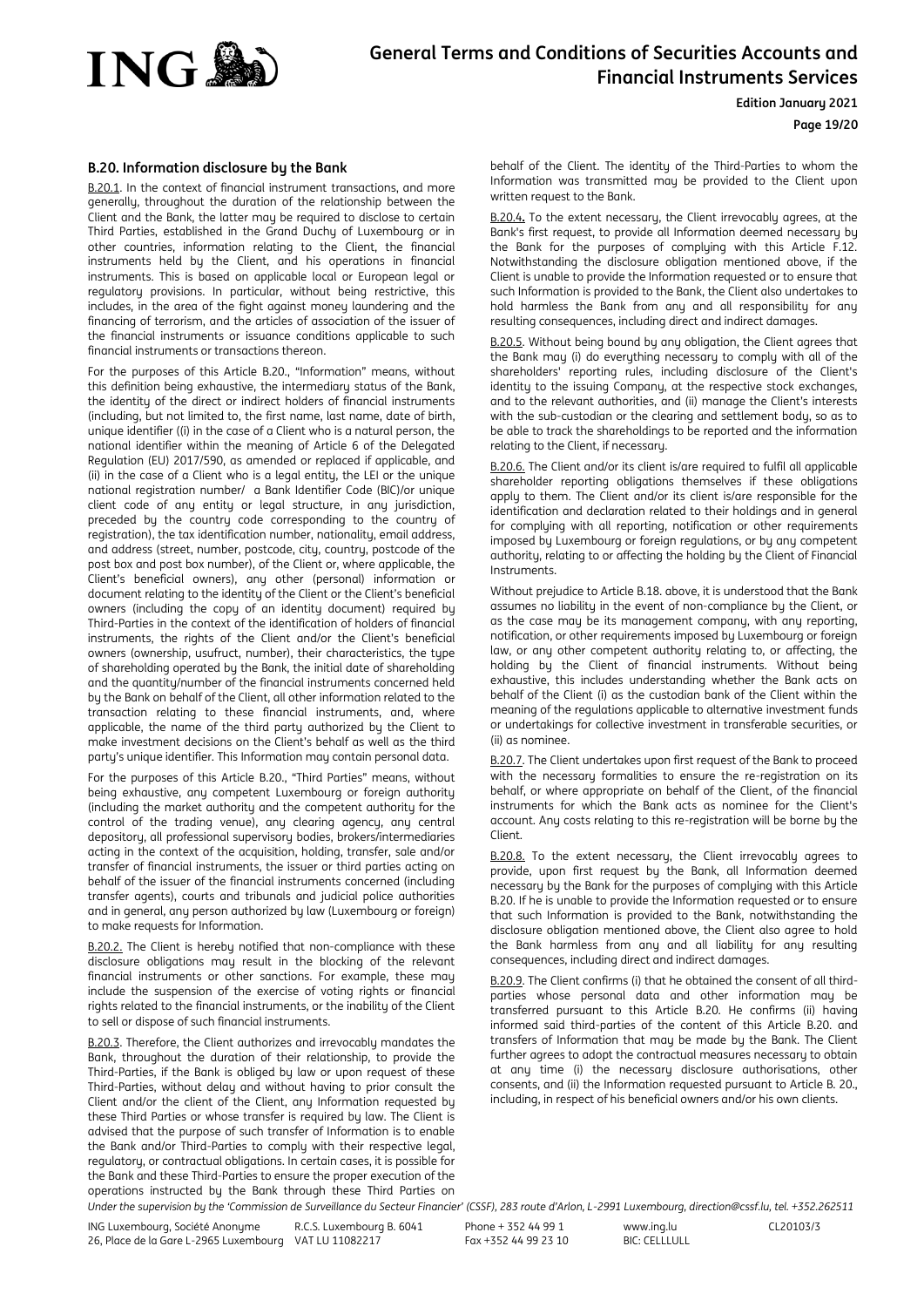### B.20. Information disclosure by the Bank

B.20.1. In the context of financial instrument transactions, and more generally, throughout the duration of the relationship between the Client and the Bank, the latter may be required to disclose to certain Third Parties, established in the Grand Duchy of Luxembourg or in other countries, information relating to the Client, the financial instruments held by the Client, and his operations in financial instruments. This is based on applicable local or European legal or regulatory provisions. In particular, without being restrictive, this includes, in the area of the fight against money laundering and the financing of terrorism, and the articles of association of the issuer of the financial instruments or issuance conditions applicable to such financial instruments or transactions thereon.

For the purposes of this Article B.20., "Information" means, without this definition being exhaustive, the intermediary status of the Bank, the identity of the direct or indirect holders of financial instruments (including, but not limited to, the first name, last name, date of birth, unique identifier ((i) in the case of a Client who is a natural person, the national identifier within the meaning of Article 6 of the Delegated Regulation (EU) 2017/590, as amended or replaced if applicable, and (ii) in the case of a Client who is a legal entity, the LEI or the unique national registration number/ a Bank Identifier Code (BIC)/or unique client code of any entity or legal structure, in any jurisdiction, preceded by the country code corresponding to the country of registration), the tax identification number, nationality, email address, and address (street, number, postcode, city, country, postcode of the post box and post box number), of the Client or, where applicable, the Client's beneficial owners), any other (personal) information or document relating to the identity of the Client or the Client's beneficial owners (including the copy of an identity document) required by Third-Parties in the context of the identification of holders of financial instruments, the rights of the Client and/or the Client's beneficial owners (ownership, usufruct, number), their characteristics, the type of shareholding operated by the Bank, the initial date of shareholding and the quantity/number of the financial instruments concerned held by the Bank on behalf of the Client, all other information related to the transaction relating to these financial instruments, and, where applicable, the name of the third party authorized by the Client to make investment decisions on the Client's behalf as well as the third party's unique identifier. This Information may contain personal data.

For the purposes of this Article B.20., "Third Parties" means, without being exhaustive, any competent Luxembourg or foreign authority (including the market authority and the competent authority for the control of the trading venue), any clearing agency, any central depository, all professional supervisory bodies, brokers/intermediaries acting in the context of the acquisition, holding, transfer, sale and/or transfer of financial instruments, the issuer or third parties acting on behalf of the issuer of the financial instruments concerned (including transfer agents), courts and tribunals and judicial police authorities and in general, any person authorized by law (Luxembourg or foreign) to make requests for Information.

B.20.2. The Client is hereby notified that non-compliance with these disclosure obligations may result in the blocking of the relevant financial instruments or other sanctions. For example, these may include the suspension of the exercise of voting rights or financial rights related to the financial instruments, or the inability of the Client to sell or dispose of such financial instruments.

B.20.3. Therefore, the Client authorizes and irrevocably mandates the Bank, throughout the duration of their relationship, to provide the Third-Parties, if the Bank is obliged by law or upon request of these Third-Parties, without delay and without having to prior consult the Client and/or the client of the Client, any Information requested by these Third Parties or whose transfer is required by law. The Client is advised that the purpose of such transfer of Information is to enable the Bank and/or Third-Parties to comply with their respective legal, regulatory, or contractual obligations. In certain cases, it is possible for the Bank and these Third-Parties to ensure the proper execution of the operations instructed by the Bank through these Third Parties on behalf of the Client. The identity of the Third-Parties to whom the Information was transmitted may be provided to the Client upon written request to the Bank.

B.20.4. To the extent necessary, the Client irrevocably agrees, at the Bank's first request, to provide all Information deemed necessary by the Bank for the purposes of complying with this Article F.12. Notwithstanding the disclosure obligation mentioned above, if the Client is unable to provide the Information requested or to ensure that such Information is provided to the Bank, the Client also undertakes to hold harmless the Bank from any and all responsibility for any resulting consequences, including direct and indirect damages.

B.20.5. Without being bound by any obligation, the Client agrees that the Bank may (i) do everything necessary to comply with all of the shareholders' reporting rules, including disclosure of the Client's identity to the issuing Company, at the respective stock exchanges, and to the relevant authorities, and (ii) manage the Client's interests with the sub-custodian or the clearing and settlement body, so as to be able to track the shareholdings to be reported and the information relating to the Client, if necessary.

B.20.6. The Client and/or its client is/are required to fulfil all applicable shareholder reporting obligations themselves if these obligations apply to them. The Client and/or its client is/are responsible for the identification and declaration related to their holdings and in general for complying with all reporting, notification or other requirements imposed by Luxembourg or foreign regulations, or by any competent authority, relating to or affecting the holding by the Client of Financial Instruments.

Without prejudice to Article B.18. above, it is understood that the Bank assumes no liability in the event of non-compliance by the Client, or as the case may be its management company, with any reporting, notification, or other requirements imposed by Luxembourg or foreign law, or any other competent authority relating to, or affecting, the holding by the Client of financial instruments. Without being exhaustive, this includes understanding whether the Bank acts on behalf of the Client (i) as the custodian bank of the Client within the meaning of the regulations applicable to alternative investment funds or undertakings for collective investment in transferable securities, or (ii) as nominee.

B.20.7. The Client undertakes upon first request of the Bank to proceed with the necessary formalities to ensure the re-registration on its behalf, or where appropriate on behalf of the Client, of the financial instruments for which the Bank acts as nominee for the Client's account. Any costs relating to this re-registration will be borne by the Client.

B.20.8. To the extent necessary, the Client irrevocably agrees to provide, upon first request by the Bank, all Information deemed necessary by the Bank for the purposes of complying with this Article B.20. If he is unable to provide the Information requested or to ensure that such Information is provided to the Bank, notwithstanding the disclosure obligation mentioned above, the Client also agree to hold the Bank harmless from any and all liability for any resulting consequences, including direct and indirect damages.

B.20.9. The Client confirms (i) that he obtained the consent of all third-parties whose personal data and other information may be transferred pursuant to this Article B.20. He confirms (ii) having informed said third-parties of the content of this Article B.20. and transfers of Information that may be made by the Bank. The Client further agrees to adopt the contractual measures necessary to obtain at any time (i) the necessary disclosure authorisations, other consents, and (ii) the Information requested pursuant to Article B. 20., including, in respect of his beneficial owners and/or his own clients.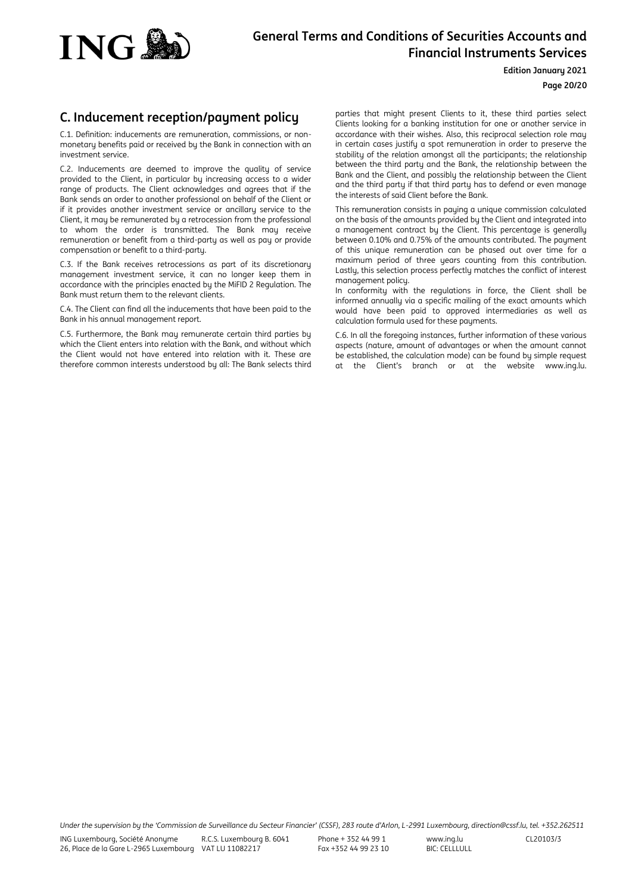## C. Inducement reception/payment policy

C.1. Definition: inducements are remuneration, commissions, or non-monetary benefits paid or received by the Bank in connection with an investment service.

C.2. Inducements are deemed to improve the quality of service provided to the Client, in particular by increasing access to a wider range of products. The Client acknowledges and agrees that if the Bank sends an order to another professional on behalf of the Client or if it provides another investment service or ancillary service to the Client, it may be remunerated by a retrocession from the professional to whom the order is transmitted. The Bank may receive remuneration or benefit from a third-party as well as pay or provide compensation or benefit to a third-party.

C.3. If the Bank receives retrocessions as part of its discretionary management investment service, it can no longer keep them in accordance with the principles enacted by the MiFID 2 Regulation. The Bank must return them to the relevant clients.

C.4. The Client can find all the inducements that have been paid to the Bank in his annual management report.

C.5. Furthermore, the Bank may remunerate certain third parties by which the Client enters into relation with the Bank, and without which the Client would not have entered into relation with it. These are therefore common interests understood by all: The Bank selects third parties that might present Clients to it, these third parties select Clients looking for a banking institution for one or another service in accordance with their wishes. Also, this reciprocal selection role may in certain cases justify a spot remuneration in order to preserve the stability of the relation amongst all the participants; the relationship between the third party and the Bank, the relationship between the Bank and the Client, and possibly the relationship between the Client and the third party if that third party has to defend or even manage the interests of said Client before the Bank.

This remuneration consists in paying a unique commission calculated on the basis of the amounts provided by the Client and integrated into a management contract by the Client. This percentage is generally between 0.10% and 0.75% of the amounts contributed. The payment of this unique remuneration can be phased out over time for a maximum period of three years counting from this contribution. Lastly, this selection process perfectly matches the conflict of interest management policy.

In conformity with the regulations in force, the Client shall be informed annually via a specific mailing of the exact amounts which would have been paid to approved intermediaries as well as calculation formula used for these payments.

C.6. In all the foregoing instances, further information of these various aspects (nature, amount of advantages or when the amount cannot be established, the calculation mode) can be found by simple request at the Client's branch or at the website www.ing.lu.